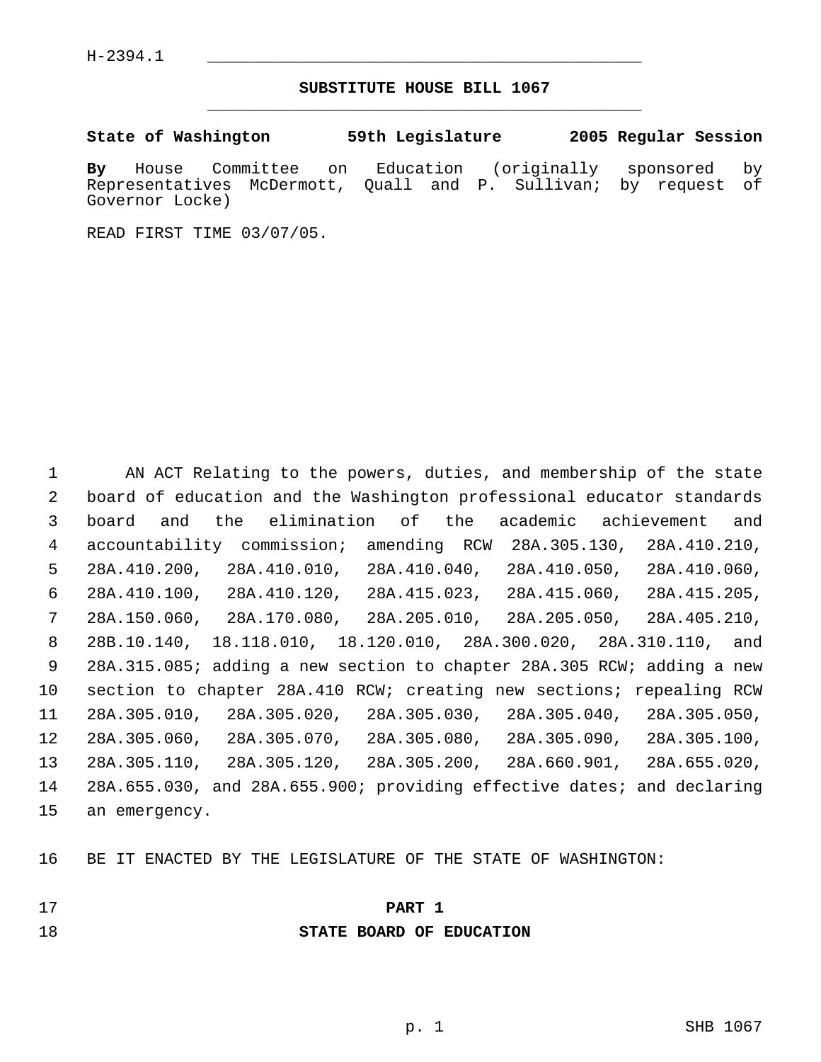H-2394.1

# SUBSTITUTE HOUSE BILL 1067

**State of Washington 59th Legislature 2005 Regular Session**

**By** House Committee on Education (originally sponsored by Representatives McDermott, Quall and P. Sullivan; by request of Governor Locke)

READ FIRST TIME 03/07/05.

AN ACT Relating to the powers, duties, and membership of the state board of education and the Washington professional educator standards board and the elimination of the academic achievement and accountability commission; amending RCW 28A.305.130, 28A.410.210, 28A.410.200, 28A.410.010, 28A.410.040, 28A.410.050, 28A.410.060, 28A.410.100, 28A.410.120, 28A.415.023, 28A.415.060, 28A.415.205, 28A.150.060, 28A.170.080, 28A.205.010, 28A.205.050, 28A.405.210, 28B.10.140, 18.118.010, 18.120.010, 28A.300.020, 28A.310.110, and 28A.315.085; adding a new section to chapter 28A.305 RCW; adding a new section to chapter 28A.410 RCW; creating new sections; repealing RCW 28A.305.010, 28A.305.020, 28A.305.030, 28A.305.040, 28A.305.050, 28A.305.060, 28A.305.070, 28A.305.080, 28A.305.090, 28A.305.100, 28A.305.110, 28A.305.120, 28A.305.200, 28A.660.901, 28A.655.020, 28A.655.030, and 28A.655.900; providing effective dates; and declaring an emergency.

BE IT ENACTED BY THE LEGISLATURE OF THE STATE OF WASHINGTON:

## PART 1
## STATE BOARD OF EDUCATION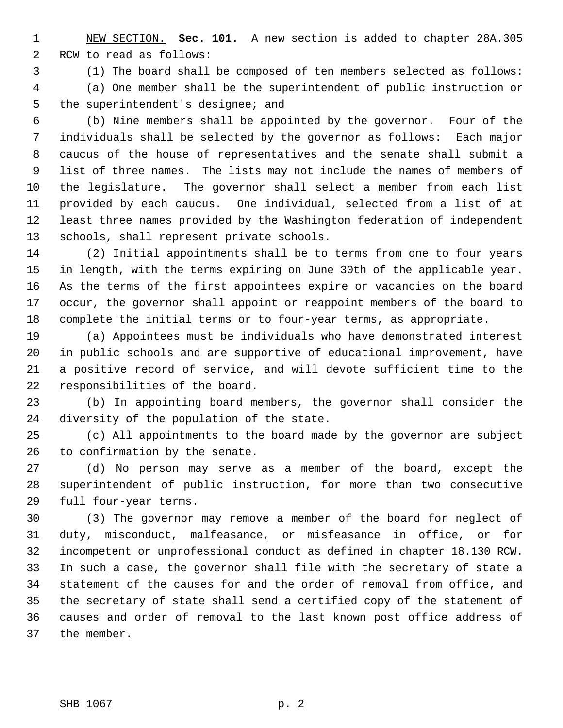NEW SECTION. **Sec. 101.** A new section is added to chapter 28A.305 RCW to read as follows:

(1) The board shall be composed of ten members selected as follows:

(a) One member shall be the superintendent of public instruction or the superintendent's designee; and

(b) Nine members shall be appointed by the governor. Four of the individuals shall be selected by the governor as follows: Each major caucus of the house of representatives and the senate shall submit a list of three names. The lists may not include the names of members of the legislature. The governor shall select a member from each list provided by each caucus. One individual, selected from a list of at least three names provided by the Washington federation of independent schools, shall represent private schools.

(2) Initial appointments shall be to terms from one to four years in length, with the terms expiring on June 30th of the applicable year. As the terms of the first appointees expire or vacancies on the board occur, the governor shall appoint or reappoint members of the board to complete the initial terms or to four-year terms, as appropriate.

(a) Appointees must be individuals who have demonstrated interest in public schools and are supportive of educational improvement, have a positive record of service, and will devote sufficient time to the responsibilities of the board.

(b) In appointing board members, the governor shall consider the diversity of the population of the state.

(c) All appointments to the board made by the governor are subject to confirmation by the senate.

(d) No person may serve as a member of the board, except the superintendent of public instruction, for more than two consecutive full four-year terms.

(3) The governor may remove a member of the board for neglect of duty, misconduct, malfeasance, or misfeasance in office, or for incompetent or unprofessional conduct as defined in chapter 18.130 RCW. In such a case, the governor shall file with the secretary of state a statement of the causes for and the order of removal from office, and the secretary of state shall send a certified copy of the statement of causes and order of removal to the last known post office address of the member.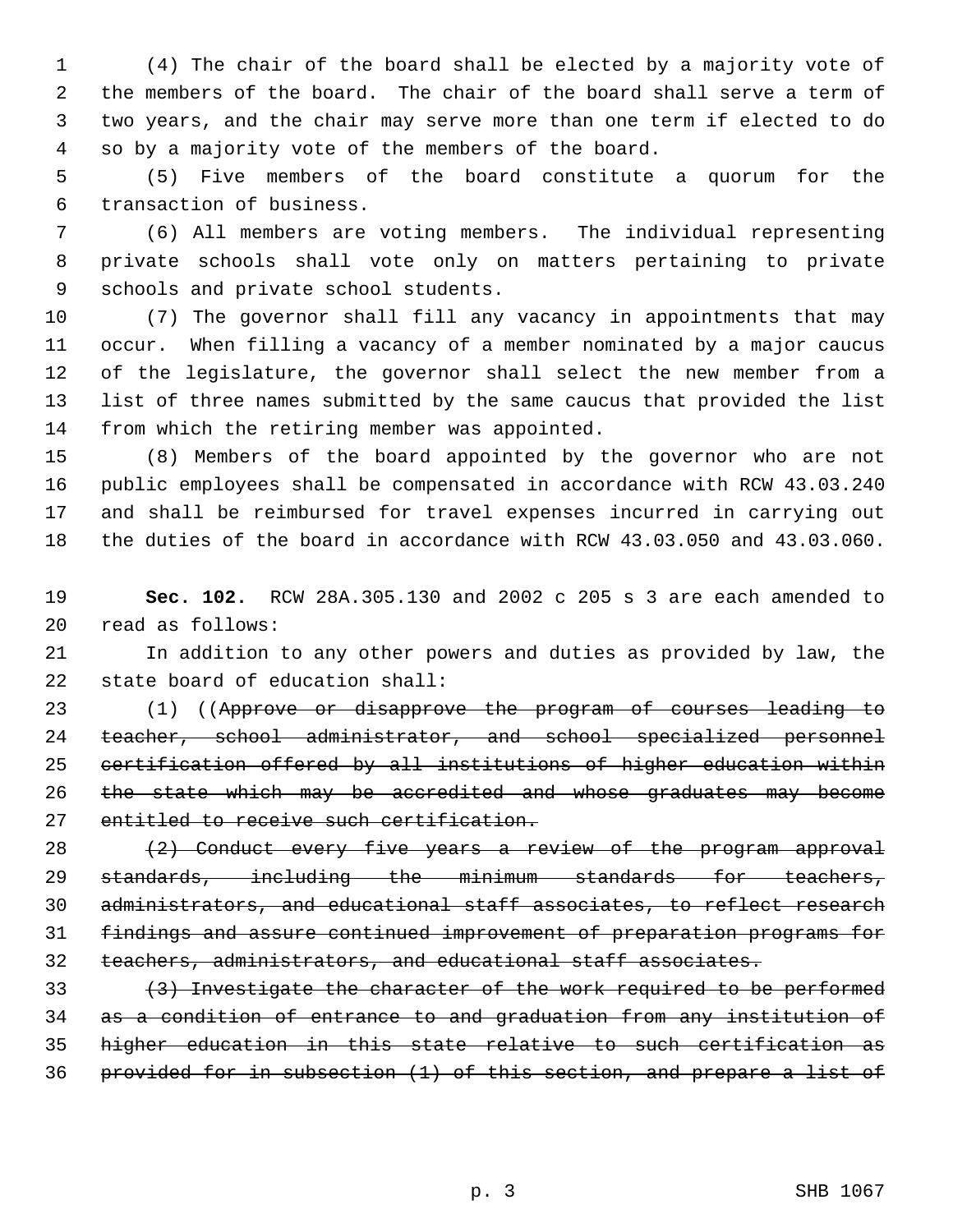(4) The chair of the board shall be elected by a majority vote of the members of the board. The chair of the board shall serve a term of two years, and the chair may serve more than one term if elected to do so by a majority vote of the members of the board.

(5) Five members of the board constitute a quorum for the transaction of business.

(6) All members are voting members. The individual representing private schools shall vote only on matters pertaining to private schools and private school students.

(7) The governor shall fill any vacancy in appointments that may occur. When filling a vacancy of a member nominated by a major caucus of the legislature, the governor shall select the new member from a list of three names submitted by the same caucus that provided the list from which the retiring member was appointed.

(8) Members of the board appointed by the governor who are not public employees shall be compensated in accordance with RCW 43.03.240 and shall be reimbursed for travel expenses incurred in carrying out the duties of the board in accordance with RCW 43.03.050 and 43.03.060.

**Sec. 102.** RCW 28A.305.130 and 2002 c 205 s 3 are each amended to read as follows:

In addition to any other powers and duties as provided by law, the state board of education shall:

(1) ((~~Approve or disapprove the program of courses leading to teacher, school administrator, and school specialized personnel certification offered by all institutions of higher education within the state which may be accredited and whose graduates may become entitled to receive such certification.~~

~~(2) Conduct every five years a review of the program approval standards, including the minimum standards for teachers, administrators, and educational staff associates, to reflect research findings and assure continued improvement of preparation programs for teachers, administrators, and educational staff associates.~~

~~(3) Investigate the character of the work required to be performed as a condition of entrance to and graduation from any institution of higher education in this state relative to such certification as provided for in subsection (1) of this section, and prepare a list of~~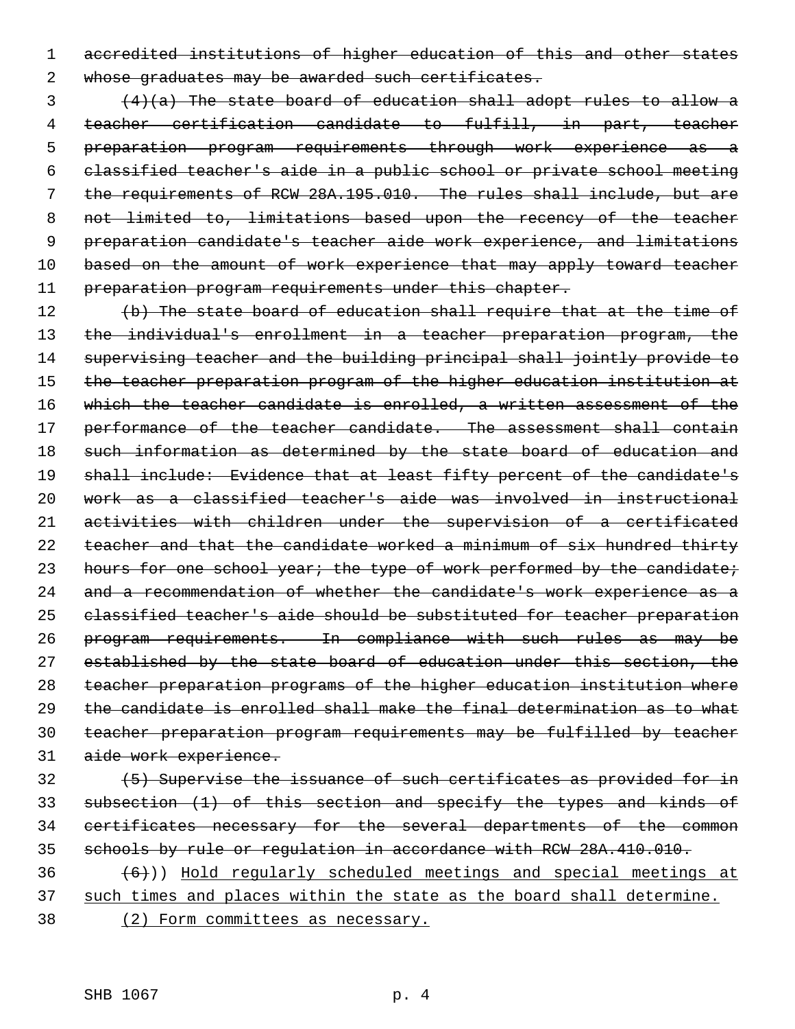~~accredited institutions of higher education of this and other states whose graduates may be awarded such certificates.~~

~~(4)(a) The state board of education shall adopt rules to allow a teacher certification candidate to fulfill, in part, teacher preparation program requirements through work experience as a classified teacher's aide in a public school or private school meeting the requirements of RCW 28A.195.010. The rules shall include, but are not limited to, limitations based upon the recency of the teacher preparation candidate's teacher aide work experience, and limitations based on the amount of work experience that may apply toward teacher preparation program requirements under this chapter.~~

~~(b) The state board of education shall require that at the time of the individual's enrollment in a teacher preparation program, the supervising teacher and the building principal shall jointly provide to the teacher preparation program of the higher education institution at which the teacher candidate is enrolled, a written assessment of the performance of the teacher candidate. The assessment shall contain such information as determined by the state board of education and shall include: Evidence that at least fifty percent of the candidate's work as a classified teacher's aide was involved in instructional activities with children under the supervision of a certificated teacher and that the candidate worked a minimum of six hundred thirty hours for one school year; the type of work performed by the candidate; and a recommendation of whether the candidate's work experience as a classified teacher's aide should be substituted for teacher preparation program requirements. In compliance with such rules as may be established by the state board of education under this section, the teacher preparation programs of the higher education institution where the candidate is enrolled shall make the final determination as to what teacher preparation program requirements may be fulfilled by teacher aide work experience.~~

~~(5) Supervise the issuance of such certificates as provided for in subsection (1) of this section and specify the types and kinds of certificates necessary for the several departments of the common schools by rule or regulation in accordance with RCW 28A.410.010.~~

~~(6)~~)) <u>Hold regularly scheduled meetings and special meetings at such times and places within the state as the board shall determine.</u>

<u>(2) Form committees as necessary.</u>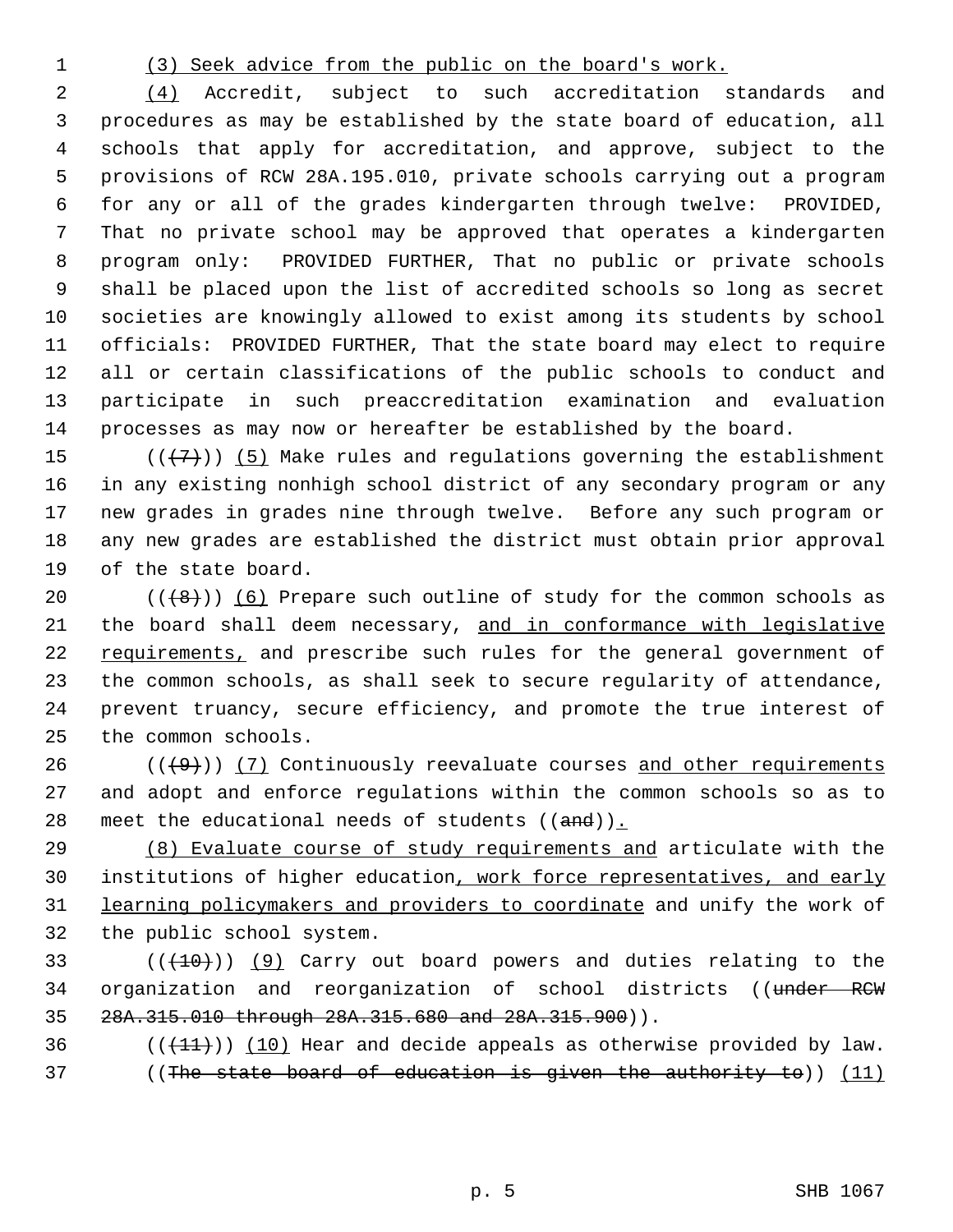(3) Seek advice from the public on the board's work.

(4) Accredit, subject to such accreditation standards and procedures as may be established by the state board of education, all schools that apply for accreditation, and approve, subject to the provisions of RCW 28A.195.010, private schools carrying out a program for any or all of the grades kindergarten through twelve: PROVIDED, That no private school may be approved that operates a kindergarten program only: PROVIDED FURTHER, That no public or private schools shall be placed upon the list of accredited schools so long as secret societies are knowingly allowed to exist among its students by school officials: PROVIDED FURTHER, That the state board may elect to require all or certain classifications of the public schools to conduct and participate in such preaccreditation examination and evaluation processes as may now or hereafter be established by the board.

(((7))) (5) Make rules and regulations governing the establishment in any existing nonhigh school district of any secondary program or any new grades in grades nine through twelve. Before any such program or any new grades are established the district must obtain prior approval of the state board.

(((8))) (6) Prepare such outline of study for the common schools as the board shall deem necessary, and in conformance with legislative requirements, and prescribe such rules for the general government of the common schools, as shall seek to secure regularity of attendance, prevent truancy, secure efficiency, and promote the true interest of the common schools.

(((9))) (7) Continuously reevaluate courses and other requirements and adopt and enforce regulations within the common schools so as to meet the educational needs of students ((and)).

(8) Evaluate course of study requirements and articulate with the institutions of higher education, work force representatives, and early learning policymakers and providers to coordinate and unify the work of the public school system.

(((10))) (9) Carry out board powers and duties relating to the organization and reorganization of school districts ((under RCW 28A.315.010 through 28A.315.680 and 28A.315.900)).

(((11))) (10) Hear and decide appeals as otherwise provided by law.

((The state board of education is given the authority to)) (11)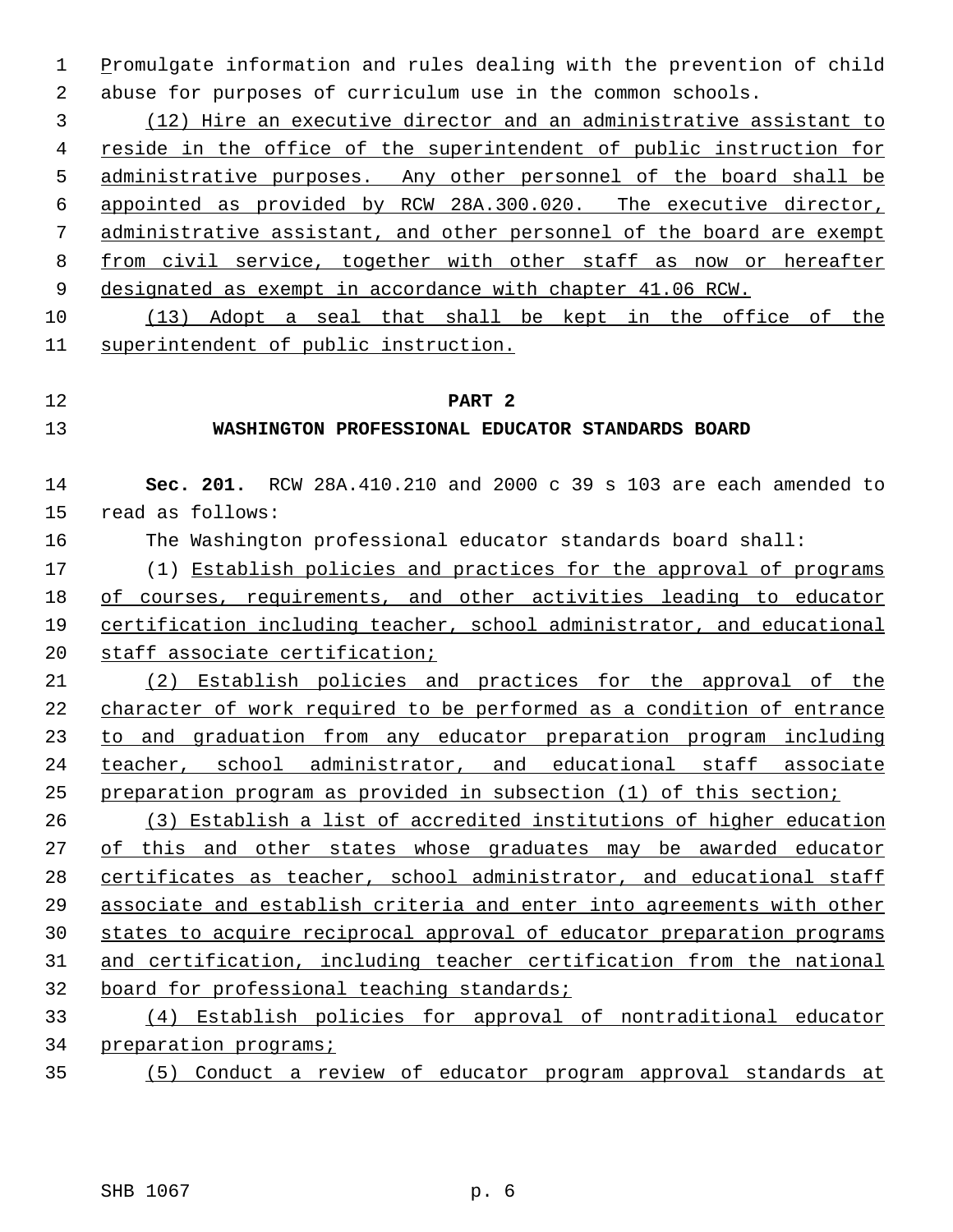Promulgate information and rules dealing with the prevention of child abuse for purposes of curriculum use in the common schools.

(12) Hire an executive director and an administrative assistant to reside in the office of the superintendent of public instruction for administrative purposes. Any other personnel of the board shall be appointed as provided by RCW 28A.300.020. The executive director, administrative assistant, and other personnel of the board are exempt from civil service, together with other staff as now or hereafter designated as exempt in accordance with chapter 41.06 RCW.

(13) Adopt a seal that shall be kept in the office of the superintendent of public instruction.

## PART 2
## WASHINGTON PROFESSIONAL EDUCATOR STANDARDS BOARD

**Sec. 201.** RCW 28A.410.210 and 2000 c 39 s 103 are each amended to read as follows:

The Washington professional educator standards board shall:

(1) Establish policies and practices for the approval of programs of courses, requirements, and other activities leading to educator certification including teacher, school administrator, and educational staff associate certification;

(2) Establish policies and practices for the approval of the character of work required to be performed as a condition of entrance to and graduation from any educator preparation program including teacher, school administrator, and educational staff associate preparation program as provided in subsection (1) of this section;

(3) Establish a list of accredited institutions of higher education of this and other states whose graduates may be awarded educator certificates as teacher, school administrator, and educational staff associate and establish criteria and enter into agreements with other states to acquire reciprocal approval of educator preparation programs and certification, including teacher certification from the national board for professional teaching standards;

(4) Establish policies for approval of nontraditional educator preparation programs;

(5) Conduct a review of educator program approval standards at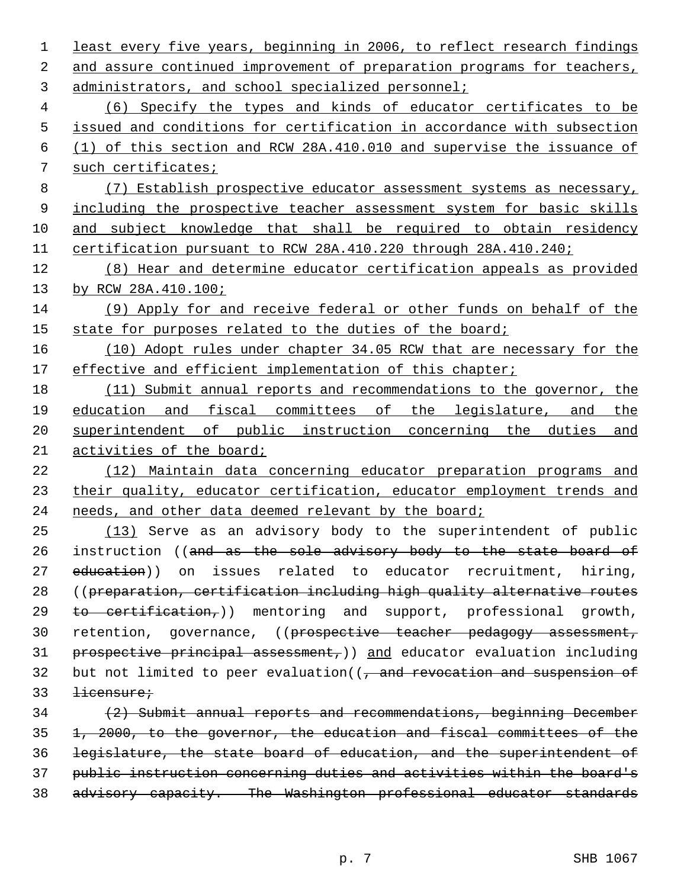least every five years, beginning in 2006, to reflect research findings and assure continued improvement of preparation programs for teachers, administrators, and school specialized personnel;

(6) Specify the types and kinds of educator certificates to be issued and conditions for certification in accordance with subsection (1) of this section and RCW 28A.410.010 and supervise the issuance of such certificates;

(7) Establish prospective educator assessment systems as necessary, including the prospective teacher assessment system for basic skills and subject knowledge that shall be required to obtain residency certification pursuant to RCW 28A.410.220 through 28A.410.240;

(8) Hear and determine educator certification appeals as provided by RCW 28A.410.100;

(9) Apply for and receive federal or other funds on behalf of the state for purposes related to the duties of the board;

(10) Adopt rules under chapter 34.05 RCW that are necessary for the effective and efficient implementation of this chapter;

(11) Submit annual reports and recommendations to the governor, the education and fiscal committees of the legislature, and the superintendent of public instruction concerning the duties and activities of the board;

(12) Maintain data concerning educator preparation programs and their quality, educator certification, educator employment trends and needs, and other data deemed relevant by the board;

(13) Serve as an advisory body to the superintendent of public instruction ((~~and as the sole advisory body to the state board of education~~)) on issues related to educator recruitment, hiring, ((~~preparation, certification including high quality alternative routes to certification,~~)) mentoring and support, professional growth, retention, governance, ((~~prospective teacher pedagogy assessment, prospective principal assessment,~~)) and educator evaluation including but not limited to peer evaluation((~~, and revocation and suspension of licensure;~~

~~(2) Submit annual reports and recommendations, beginning December 1, 2000, to the governor, the education and fiscal committees of the legislature, the state board of education, and the superintendent of public instruction concerning duties and activities within the board's advisory capacity. The Washington professional educator standards~~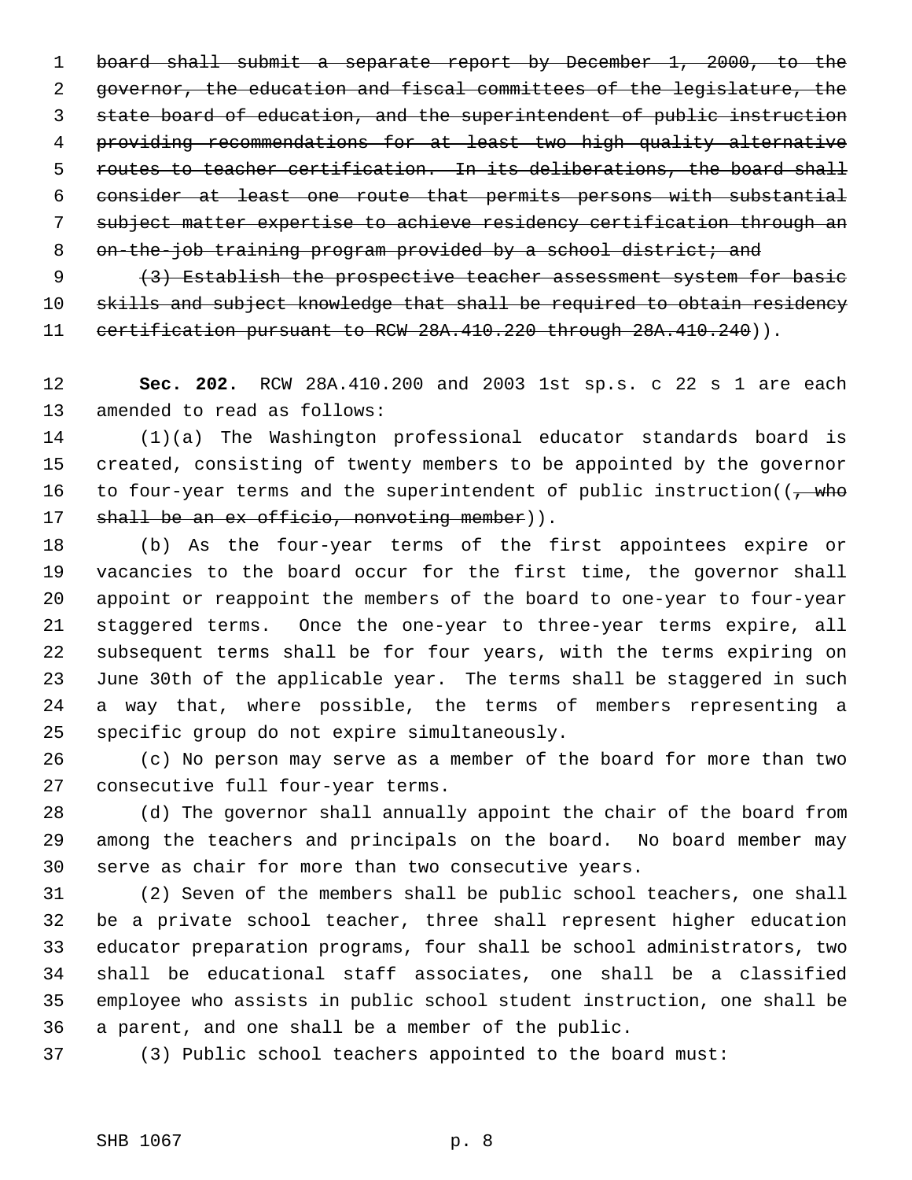~~board shall submit a separate report by December 1, 2000, to the governor, the education and fiscal committees of the legislature, the state board of education, and the superintendent of public instruction providing recommendations for at least two high quality alternative routes to teacher certification. In its deliberations, the board shall consider at least one route that permits persons with substantial subject matter expertise to achieve residency certification through an on-the-job training program provided by a school district; and~~

~~(3) Establish the prospective teacher assessment system for basic skills and subject knowledge that shall be required to obtain residency certification pursuant to RCW 28A.410.220 through 28A.410.240~~)).

**Sec. 202.** RCW 28A.410.200 and 2003 1st sp.s. c 22 s 1 are each amended to read as follows:

(1)(a) The Washington professional educator standards board is created, consisting of twenty members to be appointed by the governor to four-year terms and the superintendent of public instruction((~~, who shall be an ex officio, nonvoting member~~)).

(b) As the four-year terms of the first appointees expire or vacancies to the board occur for the first time, the governor shall appoint or reappoint the members of the board to one-year to four-year staggered terms. Once the one-year to three-year terms expire, all subsequent terms shall be for four years, with the terms expiring on June 30th of the applicable year. The terms shall be staggered in such a way that, where possible, the terms of members representing a specific group do not expire simultaneously.

(c) No person may serve as a member of the board for more than two consecutive full four-year terms.

(d) The governor shall annually appoint the chair of the board from among the teachers and principals on the board. No board member may serve as chair for more than two consecutive years.

(2) Seven of the members shall be public school teachers, one shall be a private school teacher, three shall represent higher education educator preparation programs, four shall be school administrators, two shall be educational staff associates, one shall be a classified employee who assists in public school student instruction, one shall be a parent, and one shall be a member of the public.

(3) Public school teachers appointed to the board must: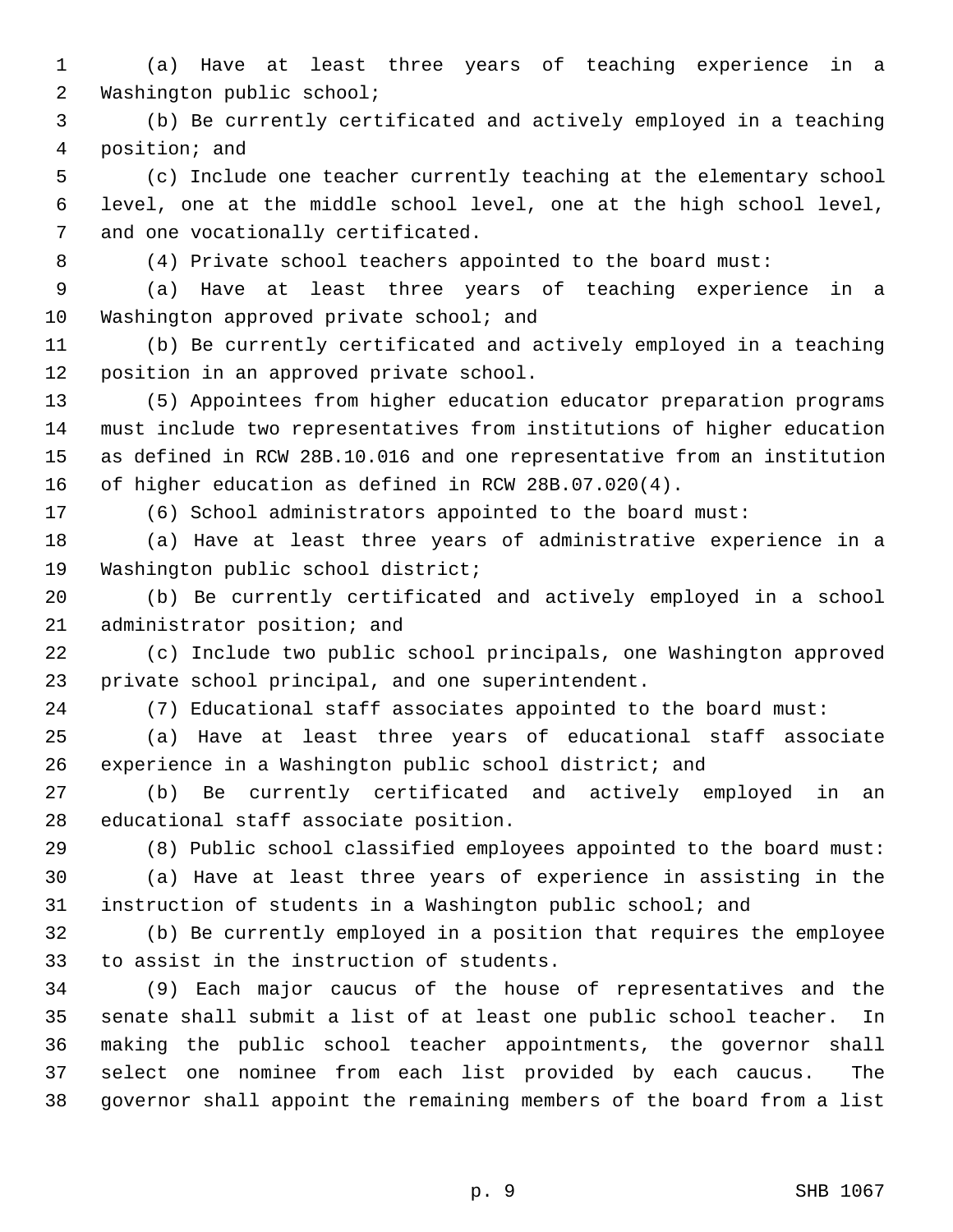(a) Have at least three years of teaching experience in a Washington public school;

(b) Be currently certificated and actively employed in a teaching position; and

(c) Include one teacher currently teaching at the elementary school level, one at the middle school level, one at the high school level, and one vocationally certificated.

(4) Private school teachers appointed to the board must:

(a) Have at least three years of teaching experience in a Washington approved private school; and

(b) Be currently certificated and actively employed in a teaching position in an approved private school.

(5) Appointees from higher education educator preparation programs must include two representatives from institutions of higher education as defined in RCW 28B.10.016 and one representative from an institution of higher education as defined in RCW 28B.07.020(4).

(6) School administrators appointed to the board must:

(a) Have at least three years of administrative experience in a Washington public school district;

(b) Be currently certificated and actively employed in a school administrator position; and

(c) Include two public school principals, one Washington approved private school principal, and one superintendent.

(7) Educational staff associates appointed to the board must:

(a) Have at least three years of educational staff associate experience in a Washington public school district; and

(b) Be currently certificated and actively employed in an educational staff associate position.

(8) Public school classified employees appointed to the board must:

(a) Have at least three years of experience in assisting in the instruction of students in a Washington public school; and

(b) Be currently employed in a position that requires the employee to assist in the instruction of students.

(9) Each major caucus of the house of representatives and the senate shall submit a list of at least one public school teacher. In making the public school teacher appointments, the governor shall select one nominee from each list provided by each caucus. The governor shall appoint the remaining members of the board from a list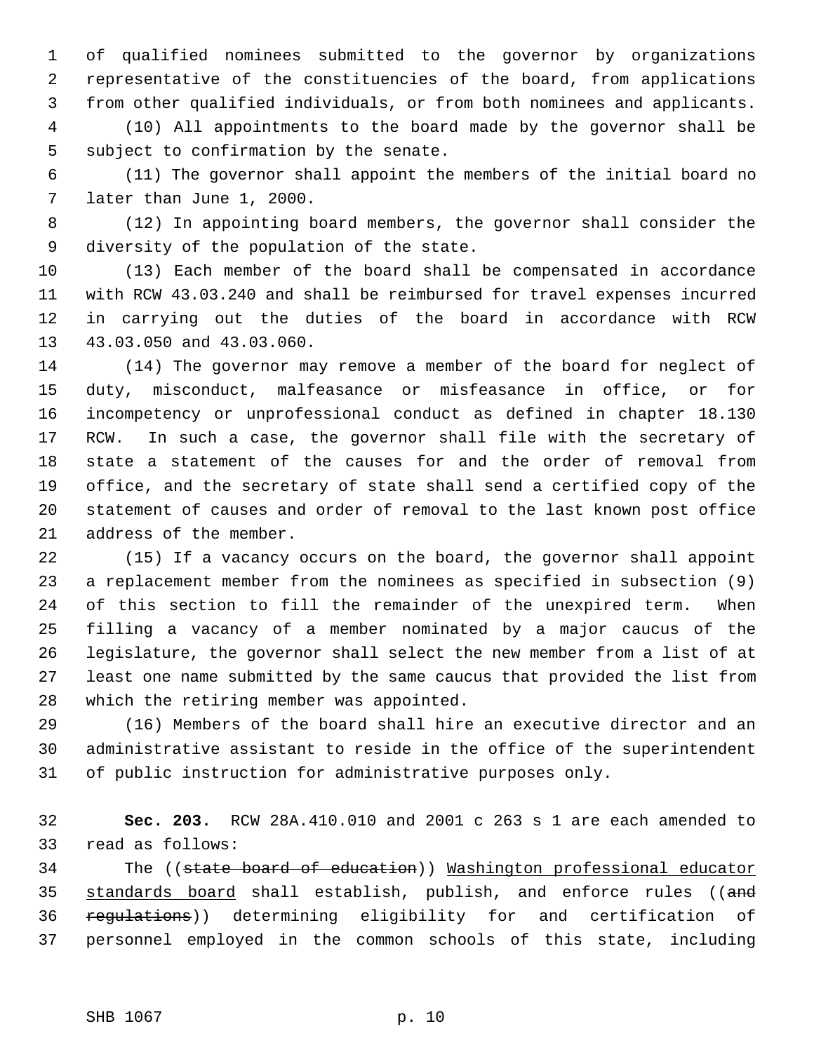of qualified nominees submitted to the governor by organizations representative of the constituencies of the board, from applications from other qualified individuals, or from both nominees and applicants.

(10) All appointments to the board made by the governor shall be subject to confirmation by the senate.

(11) The governor shall appoint the members of the initial board no later than June 1, 2000.

(12) In appointing board members, the governor shall consider the diversity of the population of the state.

(13) Each member of the board shall be compensated in accordance with RCW 43.03.240 and shall be reimbursed for travel expenses incurred in carrying out the duties of the board in accordance with RCW 43.03.050 and 43.03.060.

(14) The governor may remove a member of the board for neglect of duty, misconduct, malfeasance or misfeasance in office, or for incompetency or unprofessional conduct as defined in chapter 18.130 RCW. In such a case, the governor shall file with the secretary of state a statement of the causes for and the order of removal from office, and the secretary of state shall send a certified copy of the statement of causes and order of removal to the last known post office address of the member.

(15) If a vacancy occurs on the board, the governor shall appoint a replacement member from the nominees as specified in subsection (9) of this section to fill the remainder of the unexpired term. When filling a vacancy of a member nominated by a major caucus of the legislature, the governor shall select the new member from a list of at least one name submitted by the same caucus that provided the list from which the retiring member was appointed.

(16) Members of the board shall hire an executive director and an administrative assistant to reside in the office of the superintendent of public instruction for administrative purposes only.

**Sec. 203.** RCW 28A.410.010 and 2001 c 263 s 1 are each amended to read as follows:

The ((~~state board of education~~)) <u>Washington professional educator standards board</u> shall establish, publish, and enforce rules ((~~and regulations~~)) determining eligibility for and certification of personnel employed in the common schools of this state, including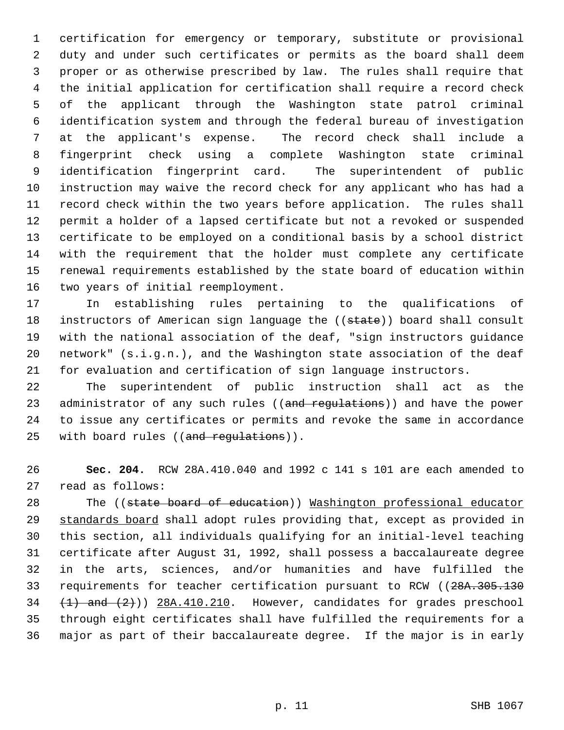certification for emergency or temporary, substitute or provisional duty and under such certificates or permits as the board shall deem proper or as otherwise prescribed by law. The rules shall require that the initial application for certification shall require a record check of the applicant through the Washington state patrol criminal identification system and through the federal bureau of investigation at the applicant's expense. The record check shall include a fingerprint check using a complete Washington state criminal identification fingerprint card. The superintendent of public instruction may waive the record check for any applicant who has had a record check within the two years before application. The rules shall permit a holder of a lapsed certificate but not a revoked or suspended certificate to be employed on a conditional basis by a school district with the requirement that the holder must complete any certificate renewal requirements established by the state board of education within two years of initial reemployment.

In establishing rules pertaining to the qualifications of instructors of American sign language the ((~~state~~)) board shall consult with the national association of the deaf, "sign instructors guidance network" (s.i.g.n.), and the Washington state association of the deaf for evaluation and certification of sign language instructors.

The superintendent of public instruction shall act as the administrator of any such rules ((~~and regulations~~)) and have the power to issue any certificates or permits and revoke the same in accordance with board rules ((~~and regulations~~)).

**Sec. 204.** RCW 28A.410.040 and 1992 c 141 s 101 are each amended to read as follows:

The ((~~state board of education~~)) <u>Washington professional educator standards board</u> shall adopt rules providing that, except as provided in this section, all individuals qualifying for an initial-level teaching certificate after August 31, 1992, shall possess a baccalaureate degree in the arts, sciences, and/or humanities and have fulfilled the requirements for teacher certification pursuant to RCW ((~~28A.305.130 (1) and (2)~~)) <u>28A.410.210</u>. However, candidates for grades preschool through eight certificates shall have fulfilled the requirements for a major as part of their baccalaureate degree. If the major is in early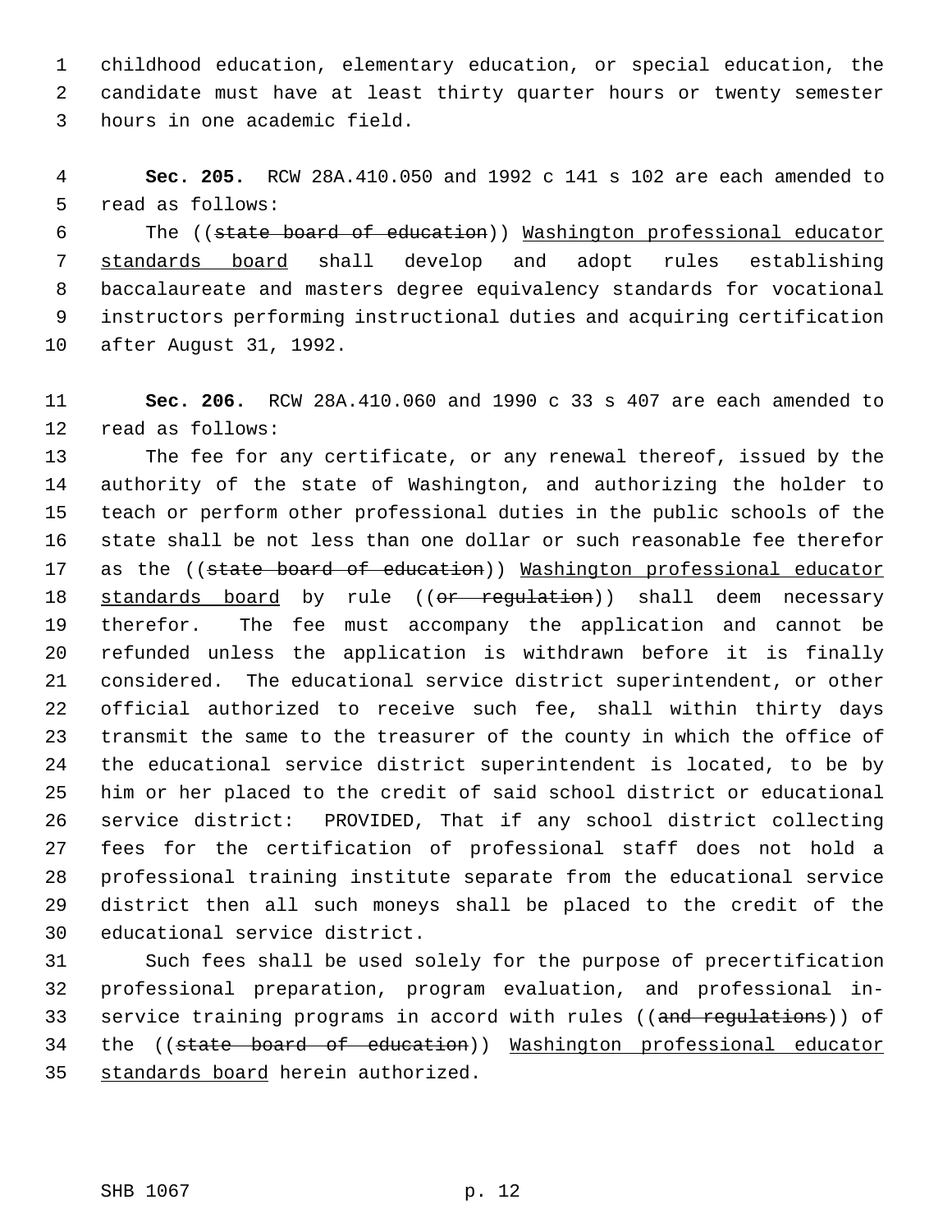childhood education, elementary education, or special education, the candidate must have at least thirty quarter hours or twenty semester hours in one academic field.

**Sec. 205.** RCW 28A.410.050 and 1992 c 141 s 102 are each amended to read as follows:

The ((~~state board of education~~)) Washington professional educator standards board shall develop and adopt rules establishing baccalaureate and masters degree equivalency standards for vocational instructors performing instructional duties and acquiring certification after August 31, 1992.

**Sec. 206.** RCW 28A.410.060 and 1990 c 33 s 407 are each amended to read as follows:

The fee for any certificate, or any renewal thereof, issued by the authority of the state of Washington, and authorizing the holder to teach or perform other professional duties in the public schools of the state shall be not less than one dollar or such reasonable fee therefor as the ((~~state board of education~~)) Washington professional educator standards board by rule ((~~or regulation~~)) shall deem necessary therefor. The fee must accompany the application and cannot be refunded unless the application is withdrawn before it is finally considered. The educational service district superintendent, or other official authorized to receive such fee, shall within thirty days transmit the same to the treasurer of the county in which the office of the educational service district superintendent is located, to be by him or her placed to the credit of said school district or educational service district: PROVIDED, That if any school district collecting fees for the certification of professional staff does not hold a professional training institute separate from the educational service district then all such moneys shall be placed to the credit of the educational service district.

Such fees shall be used solely for the purpose of precertification professional preparation, program evaluation, and professional in-service training programs in accord with rules ((~~and regulations~~)) of the ((~~state board of education~~)) Washington professional educator standards board herein authorized.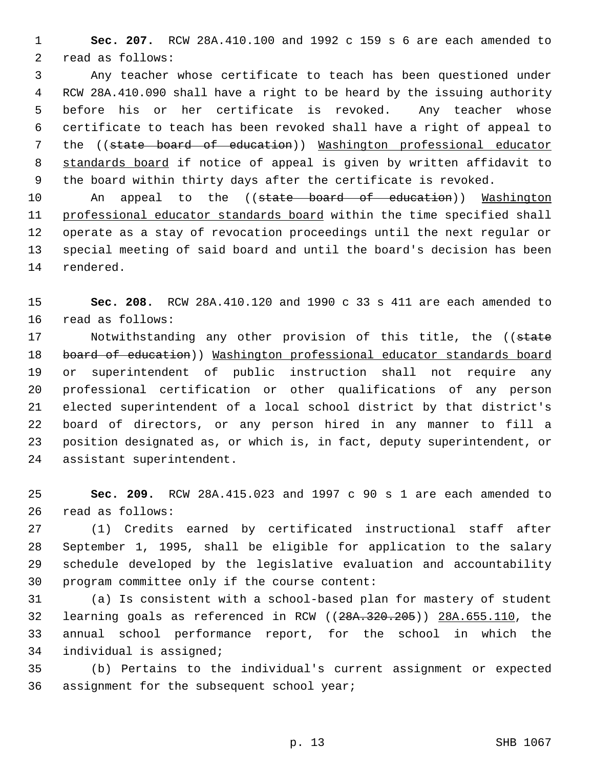**Sec. 207.** RCW 28A.410.100 and 1992 c 159 s 6 are each amended to read as follows:

Any teacher whose certificate to teach has been questioned under RCW 28A.410.090 shall have a right to be heard by the issuing authority before his or her certificate is revoked. Any teacher whose certificate to teach has been revoked shall have a right of appeal to the ((~~state board of education~~)) Washington professional educator standards board if notice of appeal is given by written affidavit to the board within thirty days after the certificate is revoked.

An appeal to the ((~~state board of education~~)) Washington professional educator standards board within the time specified shall operate as a stay of revocation proceedings until the next regular or special meeting of said board and until the board's decision has been rendered.

**Sec. 208.** RCW 28A.410.120 and 1990 c 33 s 411 are each amended to read as follows:

Notwithstanding any other provision of this title, the ((~~state board of education~~)) Washington professional educator standards board or superintendent of public instruction shall not require any professional certification or other qualifications of any person elected superintendent of a local school district by that district's board of directors, or any person hired in any manner to fill a position designated as, or which is, in fact, deputy superintendent, or assistant superintendent.

**Sec. 209.** RCW 28A.415.023 and 1997 c 90 s 1 are each amended to read as follows:

(1) Credits earned by certificated instructional staff after September 1, 1995, shall be eligible for application to the salary schedule developed by the legislative evaluation and accountability program committee only if the course content:

(a) Is consistent with a school-based plan for mastery of student learning goals as referenced in RCW ((~~28A.320.205~~)) 28A.655.110, the annual school performance report, for the school in which the individual is assigned;

(b) Pertains to the individual's current assignment or expected assignment for the subsequent school year;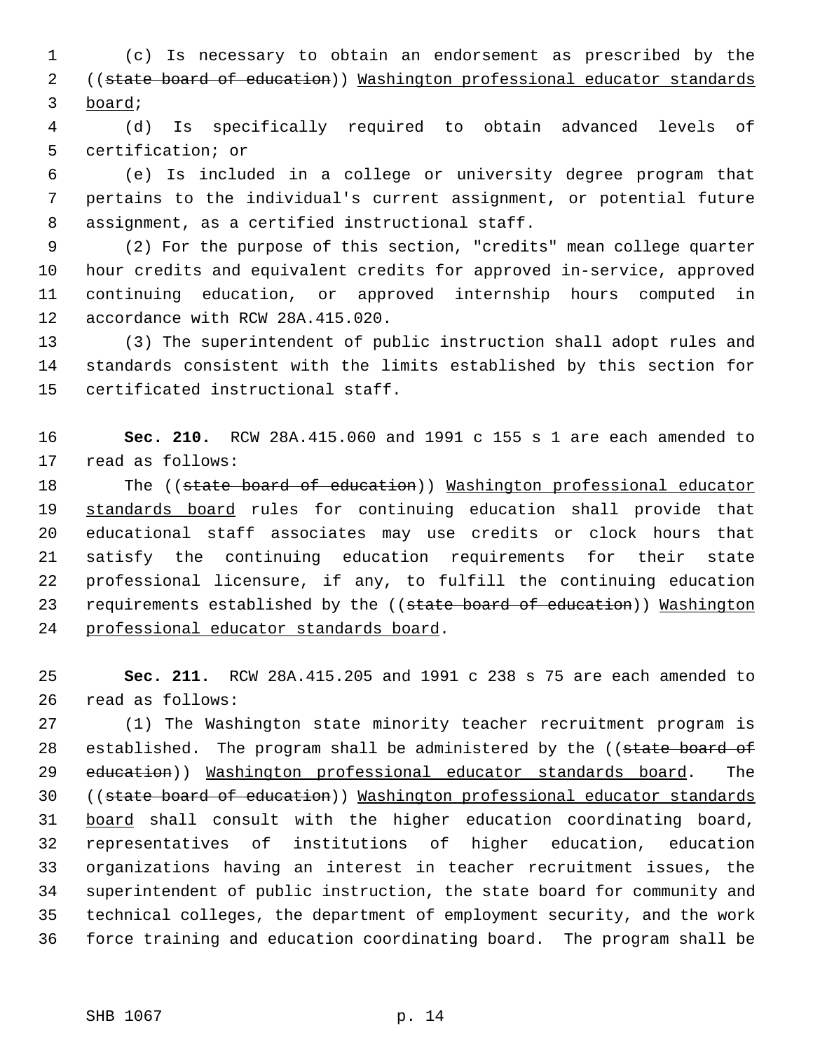(c) Is necessary to obtain an endorsement as prescribed by the ((~~state board of education~~)) <u>Washington professional educator standards board</u>;

(d) Is specifically required to obtain advanced levels of certification; or

(e) Is included in a college or university degree program that pertains to the individual's current assignment, or potential future assignment, as a certified instructional staff.

(2) For the purpose of this section, "credits" mean college quarter hour credits and equivalent credits for approved in-service, approved continuing education, or approved internship hours computed in accordance with RCW 28A.415.020.

(3) The superintendent of public instruction shall adopt rules and standards consistent with the limits established by this section for certificated instructional staff.

**Sec. 210.** RCW 28A.415.060 and 1991 c 155 s 1 are each amended to read as follows:

The ((~~state board of education~~)) <u>Washington professional educator standards board</u> rules for continuing education shall provide that educational staff associates may use credits or clock hours that satisfy the continuing education requirements for their state professional licensure, if any, to fulfill the continuing education requirements established by the ((~~state board of education~~)) <u>Washington professional educator standards board</u>.

**Sec. 211.** RCW 28A.415.205 and 1991 c 238 s 75 are each amended to read as follows:

(1) The Washington state minority teacher recruitment program is established. The program shall be administered by the ((~~state board of education~~)) <u>Washington professional educator standards board</u>. The ((~~state board of education~~)) <u>Washington professional educator standards board</u> shall consult with the higher education coordinating board, representatives of institutions of higher education, education organizations having an interest in teacher recruitment issues, the superintendent of public instruction, the state board for community and technical colleges, the department of employment security, and the work force training and education coordinating board. The program shall be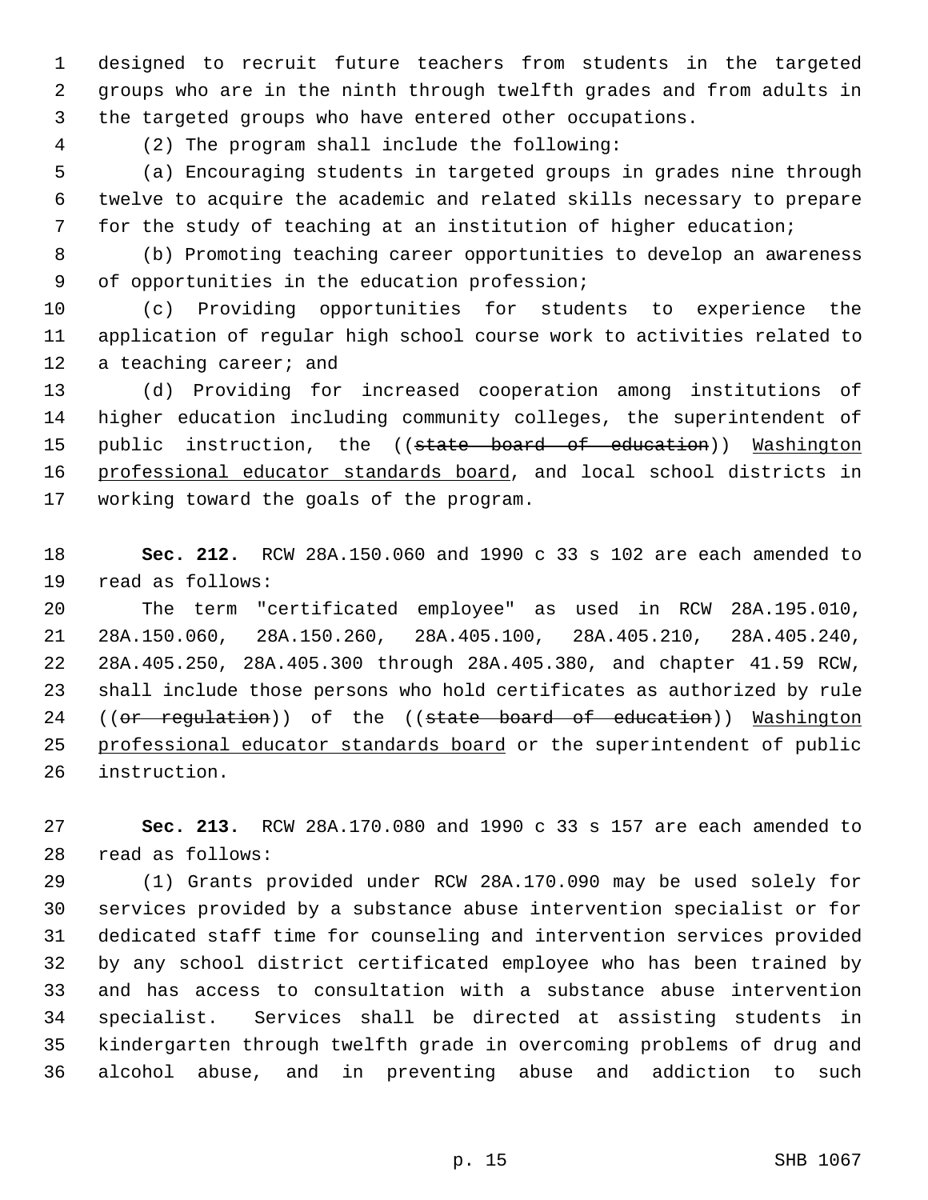designed to recruit future teachers from students in the targeted groups who are in the ninth through twelfth grades and from adults in the targeted groups who have entered other occupations.

(2) The program shall include the following:

(a) Encouraging students in targeted groups in grades nine through twelve to acquire the academic and related skills necessary to prepare for the study of teaching at an institution of higher education;

(b) Promoting teaching career opportunities to develop an awareness of opportunities in the education profession;

(c) Providing opportunities for students to experience the application of regular high school course work to activities related to a teaching career; and

(d) Providing for increased cooperation among institutions of higher education including community colleges, the superintendent of public instruction, the ((~~state board of education~~)) <u>Washington professional educator standards board</u>, and local school districts in working toward the goals of the program.

**Sec. 212.** RCW 28A.150.060 and 1990 c 33 s 102 are each amended to read as follows:

The term "certificated employee" as used in RCW 28A.195.010, 28A.150.060, 28A.150.260, 28A.405.100, 28A.405.210, 28A.405.240, 28A.405.250, 28A.405.300 through 28A.405.380, and chapter 41.59 RCW, shall include those persons who hold certificates as authorized by rule ((~~or regulation~~)) of the ((~~state board of education~~)) <u>Washington professional educator standards board</u> or the superintendent of public instruction.

**Sec. 213.** RCW 28A.170.080 and 1990 c 33 s 157 are each amended to read as follows:

(1) Grants provided under RCW 28A.170.090 may be used solely for services provided by a substance abuse intervention specialist or for dedicated staff time for counseling and intervention services provided by any school district certificated employee who has been trained by and has access to consultation with a substance abuse intervention specialist. Services shall be directed at assisting students in kindergarten through twelfth grade in overcoming problems of drug and alcohol abuse, and in preventing abuse and addiction to such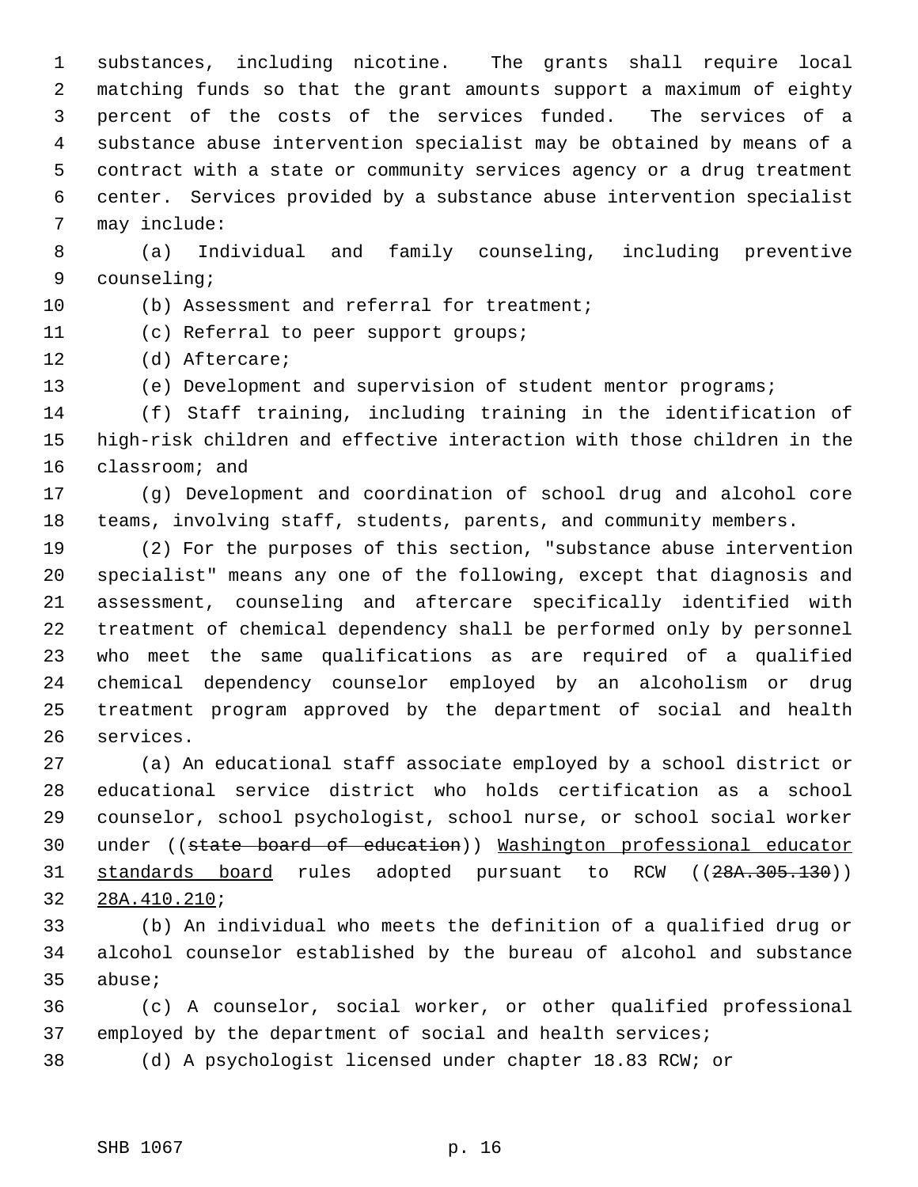substances, including nicotine. The grants shall require local matching funds so that the grant amounts support a maximum of eighty percent of the costs of the services funded. The services of a substance abuse intervention specialist may be obtained by means of a contract with a state or community services agency or a drug treatment center. Services provided by a substance abuse intervention specialist may include:

(a) Individual and family counseling, including preventive counseling;

(b) Assessment and referral for treatment;

(c) Referral to peer support groups;

(d) Aftercare;

(e) Development and supervision of student mentor programs;

(f) Staff training, including training in the identification of high-risk children and effective interaction with those children in the classroom; and

(g) Development and coordination of school drug and alcohol core teams, involving staff, students, parents, and community members.

(2) For the purposes of this section, "substance abuse intervention specialist" means any one of the following, except that diagnosis and assessment, counseling and aftercare specifically identified with treatment of chemical dependency shall be performed only by personnel who meet the same qualifications as are required of a qualified chemical dependency counselor employed by an alcoholism or drug treatment program approved by the department of social and health services.

(a) An educational staff associate employed by a school district or educational service district who holds certification as a school counselor, school psychologist, school nurse, or school social worker under ((~~state board of education~~)) <u>Washington professional educator standards board</u> rules adopted pursuant to RCW ((~~28A.305.130~~)) <u>28A.410.210</u>;

(b) An individual who meets the definition of a qualified drug or alcohol counselor established by the bureau of alcohol and substance abuse;

(c) A counselor, social worker, or other qualified professional employed by the department of social and health services;

(d) A psychologist licensed under chapter 18.83 RCW; or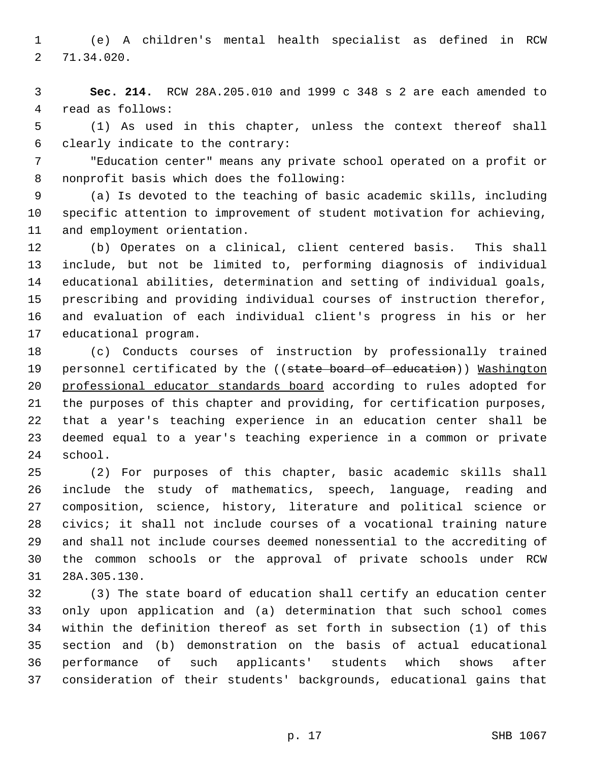(e) A children's mental health specialist as defined in RCW 71.34.020.

**Sec. 214.** RCW 28A.205.010 and 1999 c 348 s 2 are each amended to read as follows:

(1) As used in this chapter, unless the context thereof shall clearly indicate to the contrary:

"Education center" means any private school operated on a profit or nonprofit basis which does the following:

(a) Is devoted to the teaching of basic academic skills, including specific attention to improvement of student motivation for achieving, and employment orientation.

(b) Operates on a clinical, client centered basis. This shall include, but not be limited to, performing diagnosis of individual educational abilities, determination and setting of individual goals, prescribing and providing individual courses of instruction therefor, and evaluation of each individual client's progress in his or her educational program.

(c) Conducts courses of instruction by professionally trained personnel certificated by the ((~~state board of education~~)) <u>Washington professional educator standards board</u> according to rules adopted for the purposes of this chapter and providing, for certification purposes, that a year's teaching experience in an education center shall be deemed equal to a year's teaching experience in a common or private school.

(2) For purposes of this chapter, basic academic skills shall include the study of mathematics, speech, language, reading and composition, science, history, literature and political science or civics; it shall not include courses of a vocational training nature and shall not include courses deemed nonessential to the accrediting of the common schools or the approval of private schools under RCW 28A.305.130.

(3) The state board of education shall certify an education center only upon application and (a) determination that such school comes within the definition thereof as set forth in subsection (1) of this section and (b) demonstration on the basis of actual educational performance of such applicants' students which shows after consideration of their students' backgrounds, educational gains that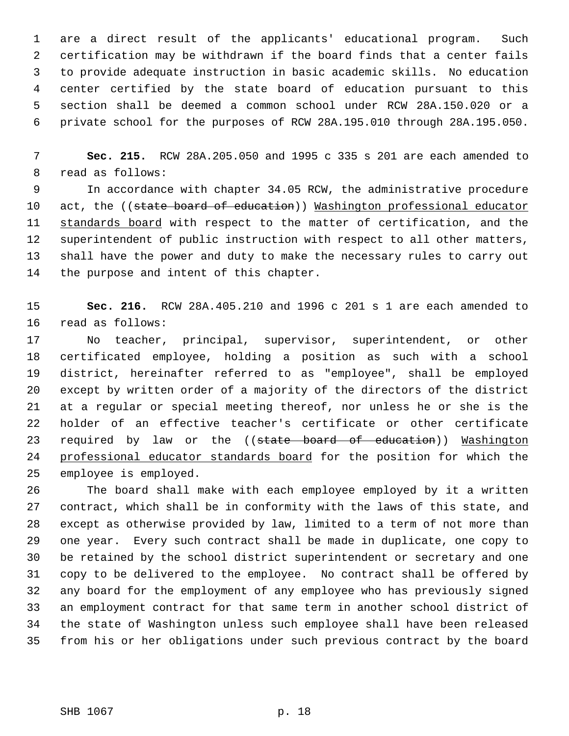are a direct result of the applicants' educational program. Such certification may be withdrawn if the board finds that a center fails to provide adequate instruction in basic academic skills. No education center certified by the state board of education pursuant to this section shall be deemed a common school under RCW 28A.150.020 or a private school for the purposes of RCW 28A.195.010 through 28A.195.050.

**Sec. 215.** RCW 28A.205.050 and 1995 c 335 s 201 are each amended to read as follows:

In accordance with chapter 34.05 RCW, the administrative procedure act, the ((~~state board of education~~)) <u>Washington professional educator standards board</u> with respect to the matter of certification, and the superintendent of public instruction with respect to all other matters, shall have the power and duty to make the necessary rules to carry out the purpose and intent of this chapter.

**Sec. 216.** RCW 28A.405.210 and 1996 c 201 s 1 are each amended to read as follows:

No teacher, principal, supervisor, superintendent, or other certificated employee, holding a position as such with a school district, hereinafter referred to as "employee", shall be employed except by written order of a majority of the directors of the district at a regular or special meeting thereof, nor unless he or she is the holder of an effective teacher's certificate or other certificate required by law or the ((~~state board of education~~)) <u>Washington professional educator standards board</u> for the position for which the employee is employed.

The board shall make with each employee employed by it a written contract, which shall be in conformity with the laws of this state, and except as otherwise provided by law, limited to a term of not more than one year. Every such contract shall be made in duplicate, one copy to be retained by the school district superintendent or secretary and one copy to be delivered to the employee. No contract shall be offered by any board for the employment of any employee who has previously signed an employment contract for that same term in another school district of the state of Washington unless such employee shall have been released from his or her obligations under such previous contract by the board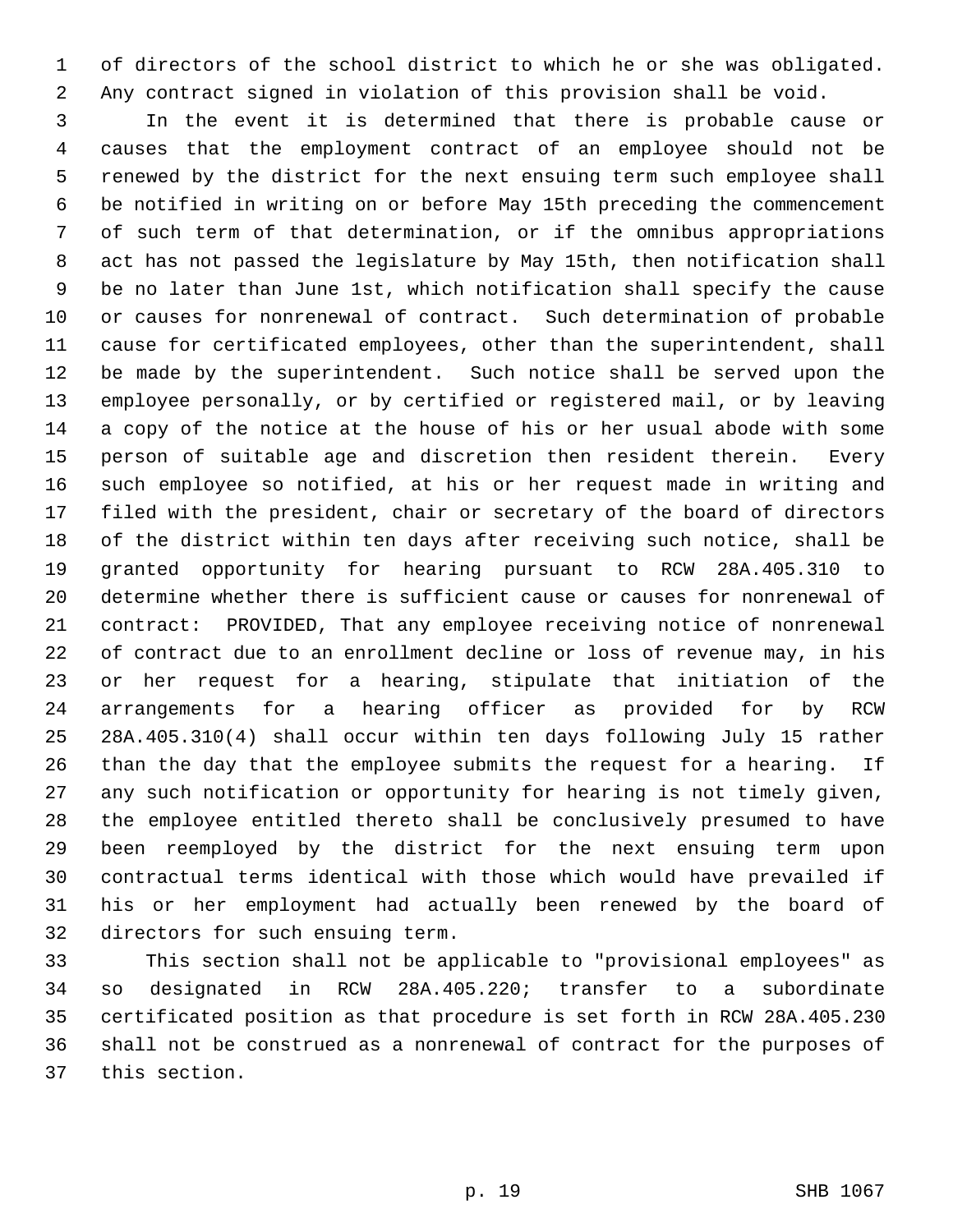of directors of the school district to which he or she was obligated. Any contract signed in violation of this provision shall be void.

In the event it is determined that there is probable cause or causes that the employment contract of an employee should not be renewed by the district for the next ensuing term such employee shall be notified in writing on or before May 15th preceding the commencement of such term of that determination, or if the omnibus appropriations act has not passed the legislature by May 15th, then notification shall be no later than June 1st, which notification shall specify the cause or causes for nonrenewal of contract. Such determination of probable cause for certificated employees, other than the superintendent, shall be made by the superintendent. Such notice shall be served upon the employee personally, or by certified or registered mail, or by leaving a copy of the notice at the house of his or her usual abode with some person of suitable age and discretion then resident therein. Every such employee so notified, at his or her request made in writing and filed with the president, chair or secretary of the board of directors of the district within ten days after receiving such notice, shall be granted opportunity for hearing pursuant to RCW 28A.405.310 to determine whether there is sufficient cause or causes for nonrenewal of contract: PROVIDED, That any employee receiving notice of nonrenewal of contract due to an enrollment decline or loss of revenue may, in his or her request for a hearing, stipulate that initiation of the arrangements for a hearing officer as provided for by RCW 28A.405.310(4) shall occur within ten days following July 15 rather than the day that the employee submits the request for a hearing. If any such notification or opportunity for hearing is not timely given, the employee entitled thereto shall be conclusively presumed to have been reemployed by the district for the next ensuing term upon contractual terms identical with those which would have prevailed if his or her employment had actually been renewed by the board of directors for such ensuing term.

This section shall not be applicable to "provisional employees" as so designated in RCW 28A.405.220; transfer to a subordinate certificated position as that procedure is set forth in RCW 28A.405.230 shall not be construed as a nonrenewal of contract for the purposes of this section.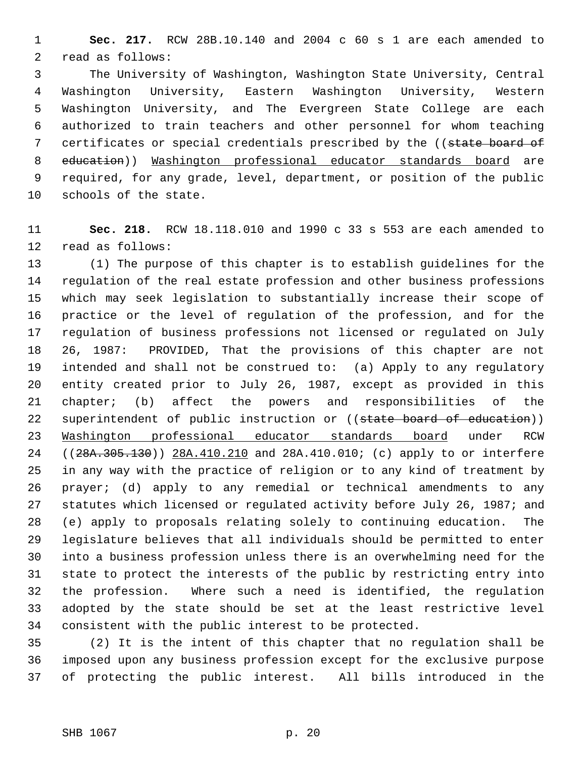**Sec. 217.** RCW 28B.10.140 and 2004 c 60 s 1 are each amended to read as follows:

The University of Washington, Washington State University, Central Washington University, Eastern Washington University, Western Washington University, and The Evergreen State College are each authorized to train teachers and other personnel for whom teaching certificates or special credentials prescribed by the ((~~state board of education~~)) Washington professional educator standards board are required, for any grade, level, department, or position of the public schools of the state.

**Sec. 218.** RCW 18.118.010 and 1990 c 33 s 553 are each amended to read as follows:

(1) The purpose of this chapter is to establish guidelines for the regulation of the real estate profession and other business professions which may seek legislation to substantially increase their scope of practice or the level of regulation of the profession, and for the regulation of business professions not licensed or regulated on July 26, 1987: PROVIDED, That the provisions of this chapter are not intended and shall not be construed to: (a) Apply to any regulatory entity created prior to July 26, 1987, except as provided in this chapter; (b) affect the powers and responsibilities of the superintendent of public instruction or ((~~state board of education~~)) Washington professional educator standards board under RCW ((~~28A.305.130~~)) 28A.410.210 and 28A.410.010; (c) apply to or interfere in any way with the practice of religion or to any kind of treatment by prayer; (d) apply to any remedial or technical amendments to any statutes which licensed or regulated activity before July 26, 1987; and (e) apply to proposals relating solely to continuing education. The legislature believes that all individuals should be permitted to enter into a business profession unless there is an overwhelming need for the state to protect the interests of the public by restricting entry into the profession. Where such a need is identified, the regulation adopted by the state should be set at the least restrictive level consistent with the public interest to be protected.

(2) It is the intent of this chapter that no regulation shall be imposed upon any business profession except for the exclusive purpose of protecting the public interest. All bills introduced in the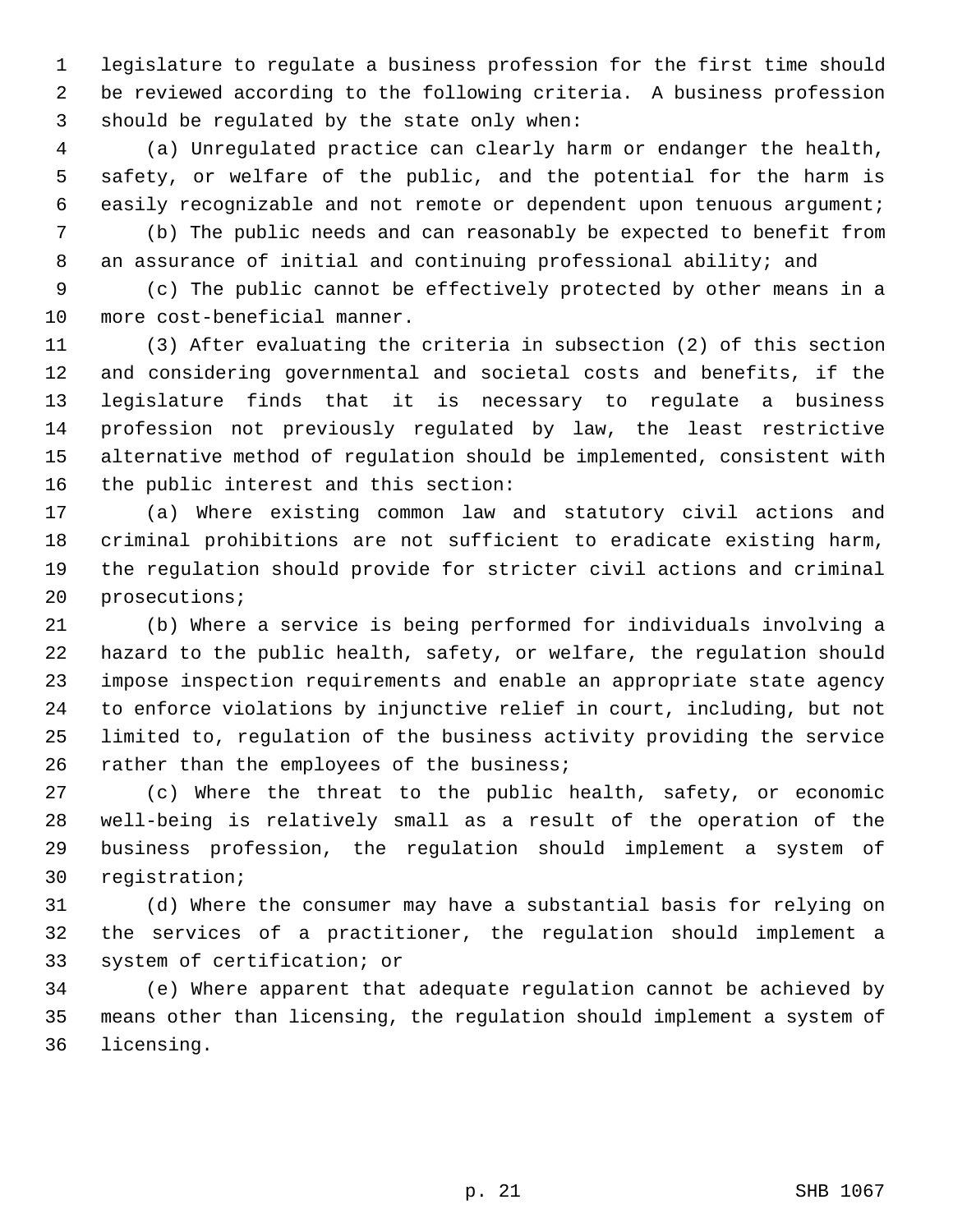legislature to regulate a business profession for the first time should be reviewed according to the following criteria. A business profession should be regulated by the state only when:

(a) Unregulated practice can clearly harm or endanger the health, safety, or welfare of the public, and the potential for the harm is easily recognizable and not remote or dependent upon tenuous argument;

(b) The public needs and can reasonably be expected to benefit from an assurance of initial and continuing professional ability; and

(c) The public cannot be effectively protected by other means in a more cost-beneficial manner.

(3) After evaluating the criteria in subsection (2) of this section and considering governmental and societal costs and benefits, if the legislature finds that it is necessary to regulate a business profession not previously regulated by law, the least restrictive alternative method of regulation should be implemented, consistent with the public interest and this section:

(a) Where existing common law and statutory civil actions and criminal prohibitions are not sufficient to eradicate existing harm, the regulation should provide for stricter civil actions and criminal prosecutions;

(b) Where a service is being performed for individuals involving a hazard to the public health, safety, or welfare, the regulation should impose inspection requirements and enable an appropriate state agency to enforce violations by injunctive relief in court, including, but not limited to, regulation of the business activity providing the service rather than the employees of the business;

(c) Where the threat to the public health, safety, or economic well-being is relatively small as a result of the operation of the business profession, the regulation should implement a system of registration;

(d) Where the consumer may have a substantial basis for relying on the services of a practitioner, the regulation should implement a system of certification; or

(e) Where apparent that adequate regulation cannot be achieved by means other than licensing, the regulation should implement a system of licensing.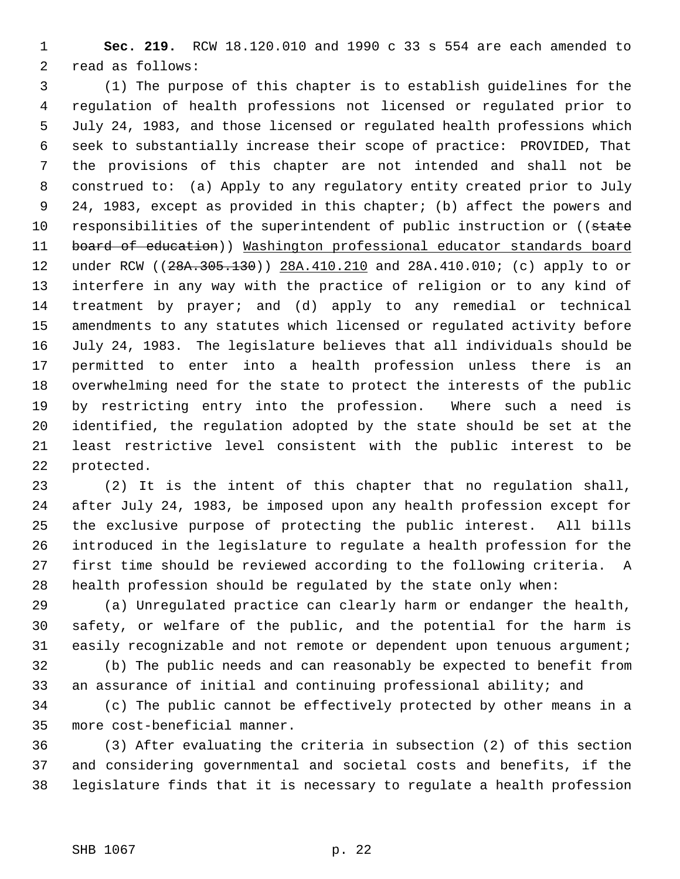**Sec. 219.** RCW 18.120.010 and 1990 c 33 s 554 are each amended to read as follows:

(1) The purpose of this chapter is to establish guidelines for the regulation of health professions not licensed or regulated prior to July 24, 1983, and those licensed or regulated health professions which seek to substantially increase their scope of practice: PROVIDED, That the provisions of this chapter are not intended and shall not be construed to: (a) Apply to any regulatory entity created prior to July 24, 1983, except as provided in this chapter; (b) affect the powers and responsibilities of the superintendent of public instruction or ((~~state board of education~~)) <u>Washington professional educator standards board</u> under RCW ((~~28A.305.130~~)) <u>28A.410.210</u> and 28A.410.010; (c) apply to or interfere in any way with the practice of religion or to any kind of treatment by prayer; and (d) apply to any remedial or technical amendments to any statutes which licensed or regulated activity before July 24, 1983. The legislature believes that all individuals should be permitted to enter into a health profession unless there is an overwhelming need for the state to protect the interests of the public by restricting entry into the profession. Where such a need is identified, the regulation adopted by the state should be set at the least restrictive level consistent with the public interest to be protected.

(2) It is the intent of this chapter that no regulation shall, after July 24, 1983, be imposed upon any health profession except for the exclusive purpose of protecting the public interest. All bills introduced in the legislature to regulate a health profession for the first time should be reviewed according to the following criteria. A health profession should be regulated by the state only when:

(a) Unregulated practice can clearly harm or endanger the health, safety, or welfare of the public, and the potential for the harm is easily recognizable and not remote or dependent upon tenuous argument;

(b) The public needs and can reasonably be expected to benefit from an assurance of initial and continuing professional ability; and

(c) The public cannot be effectively protected by other means in a more cost-beneficial manner.

(3) After evaluating the criteria in subsection (2) of this section and considering governmental and societal costs and benefits, if the legislature finds that it is necessary to regulate a health profession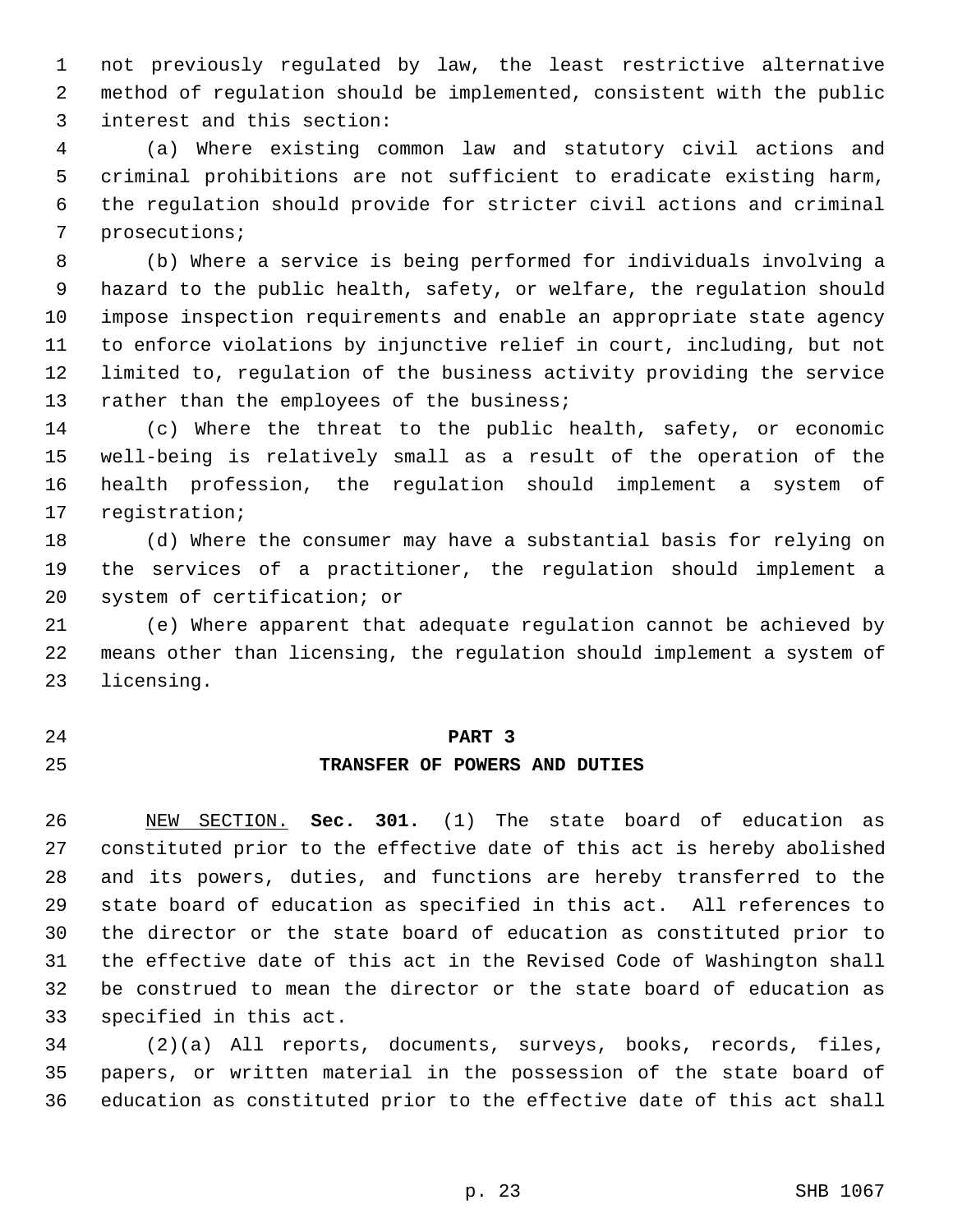not previously regulated by law, the least restrictive alternative method of regulation should be implemented, consistent with the public interest and this section:

(a) Where existing common law and statutory civil actions and criminal prohibitions are not sufficient to eradicate existing harm, the regulation should provide for stricter civil actions and criminal prosecutions;

(b) Where a service is being performed for individuals involving a hazard to the public health, safety, or welfare, the regulation should impose inspection requirements and enable an appropriate state agency to enforce violations by injunctive relief in court, including, but not limited to, regulation of the business activity providing the service rather than the employees of the business;

(c) Where the threat to the public health, safety, or economic well-being is relatively small as a result of the operation of the health profession, the regulation should implement a system of registration;

(d) Where the consumer may have a substantial basis for relying on the services of a practitioner, the regulation should implement a system of certification; or

(e) Where apparent that adequate regulation cannot be achieved by means other than licensing, the regulation should implement a system of licensing.

## PART 3
## TRANSFER OF POWERS AND DUTIES

NEW SECTION. **Sec. 301.** (1) The state board of education as constituted prior to the effective date of this act is hereby abolished and its powers, duties, and functions are hereby transferred to the state board of education as specified in this act. All references to the director or the state board of education as constituted prior to the effective date of this act in the Revised Code of Washington shall be construed to mean the director or the state board of education as specified in this act.

(2)(a) All reports, documents, surveys, books, records, files, papers, or written material in the possession of the state board of education as constituted prior to the effective date of this act shall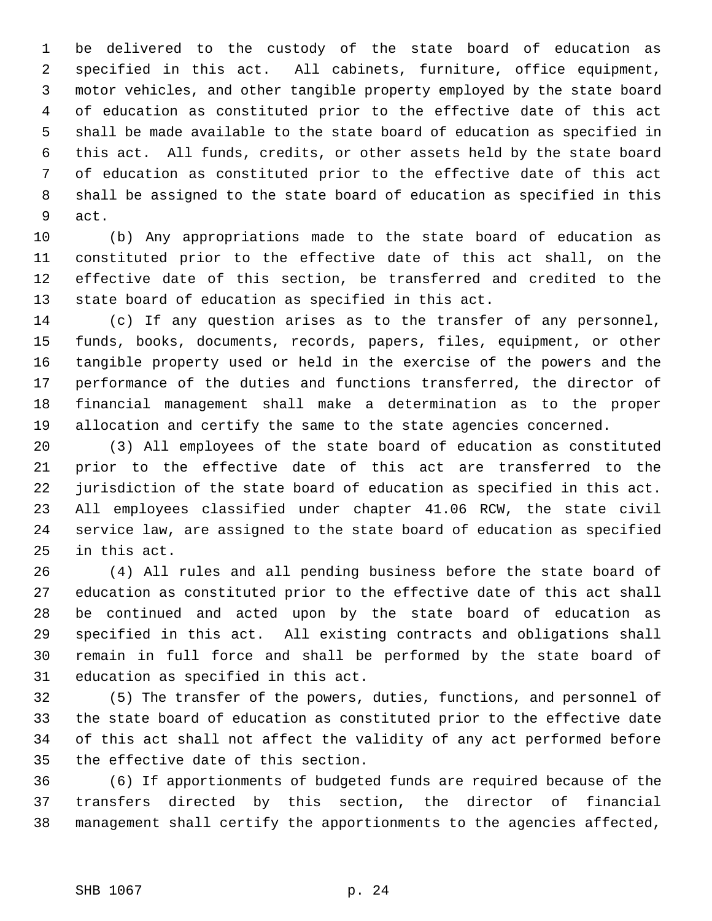be delivered to the custody of the state board of education as specified in this act. All cabinets, furniture, office equipment, motor vehicles, and other tangible property employed by the state board of education as constituted prior to the effective date of this act shall be made available to the state board of education as specified in this act. All funds, credits, or other assets held by the state board of education as constituted prior to the effective date of this act shall be assigned to the state board of education as specified in this act.

(b) Any appropriations made to the state board of education as constituted prior to the effective date of this act shall, on the effective date of this section, be transferred and credited to the state board of education as specified in this act.

(c) If any question arises as to the transfer of any personnel, funds, books, documents, records, papers, files, equipment, or other tangible property used or held in the exercise of the powers and the performance of the duties and functions transferred, the director of financial management shall make a determination as to the proper allocation and certify the same to the state agencies concerned.

(3) All employees of the state board of education as constituted prior to the effective date of this act are transferred to the jurisdiction of the state board of education as specified in this act. All employees classified under chapter 41.06 RCW, the state civil service law, are assigned to the state board of education as specified in this act.

(4) All rules and all pending business before the state board of education as constituted prior to the effective date of this act shall be continued and acted upon by the state board of education as specified in this act. All existing contracts and obligations shall remain in full force and shall be performed by the state board of education as specified in this act.

(5) The transfer of the powers, duties, functions, and personnel of the state board of education as constituted prior to the effective date of this act shall not affect the validity of any act performed before the effective date of this section.

(6) If apportionments of budgeted funds are required because of the transfers directed by this section, the director of financial management shall certify the apportionments to the agencies affected,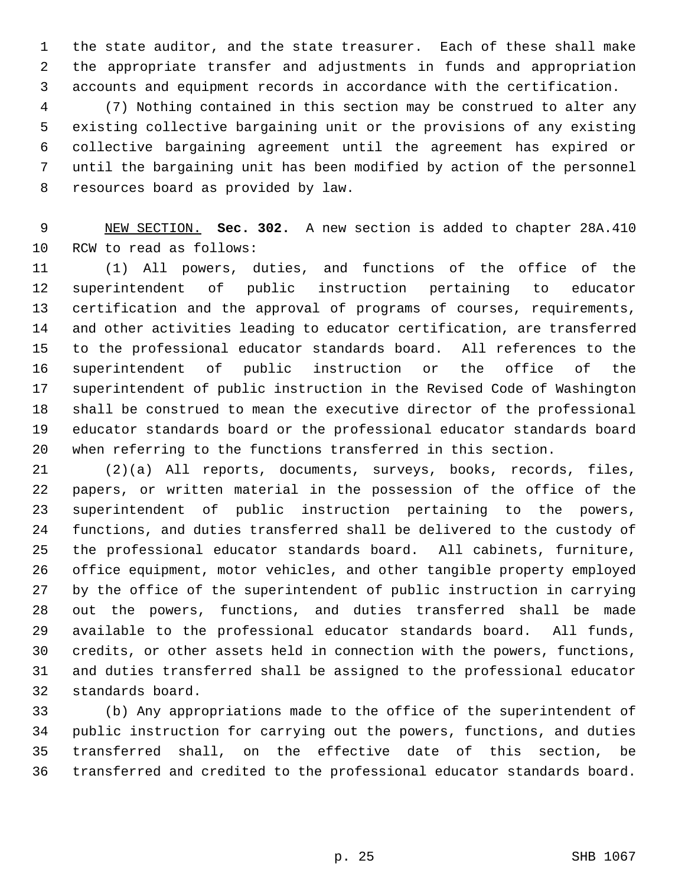the state auditor, and the state treasurer. Each of these shall make the appropriate transfer and adjustments in funds and appropriation accounts and equipment records in accordance with the certification.

(7) Nothing contained in this section may be construed to alter any existing collective bargaining unit or the provisions of any existing collective bargaining agreement until the agreement has expired or until the bargaining unit has been modified by action of the personnel resources board as provided by law.

NEW SECTION. **Sec. 302.** A new section is added to chapter 28A.410 RCW to read as follows:

(1) All powers, duties, and functions of the office of the superintendent of public instruction pertaining to educator certification and the approval of programs of courses, requirements, and other activities leading to educator certification, are transferred to the professional educator standards board. All references to the superintendent of public instruction or the office of the superintendent of public instruction in the Revised Code of Washington shall be construed to mean the executive director of the professional educator standards board or the professional educator standards board when referring to the functions transferred in this section.

(2)(a) All reports, documents, surveys, books, records, files, papers, or written material in the possession of the office of the superintendent of public instruction pertaining to the powers, functions, and duties transferred shall be delivered to the custody of the professional educator standards board. All cabinets, furniture, office equipment, motor vehicles, and other tangible property employed by the office of the superintendent of public instruction in carrying out the powers, functions, and duties transferred shall be made available to the professional educator standards board. All funds, credits, or other assets held in connection with the powers, functions, and duties transferred shall be assigned to the professional educator standards board.

(b) Any appropriations made to the office of the superintendent of public instruction for carrying out the powers, functions, and duties transferred shall, on the effective date of this section, be transferred and credited to the professional educator standards board.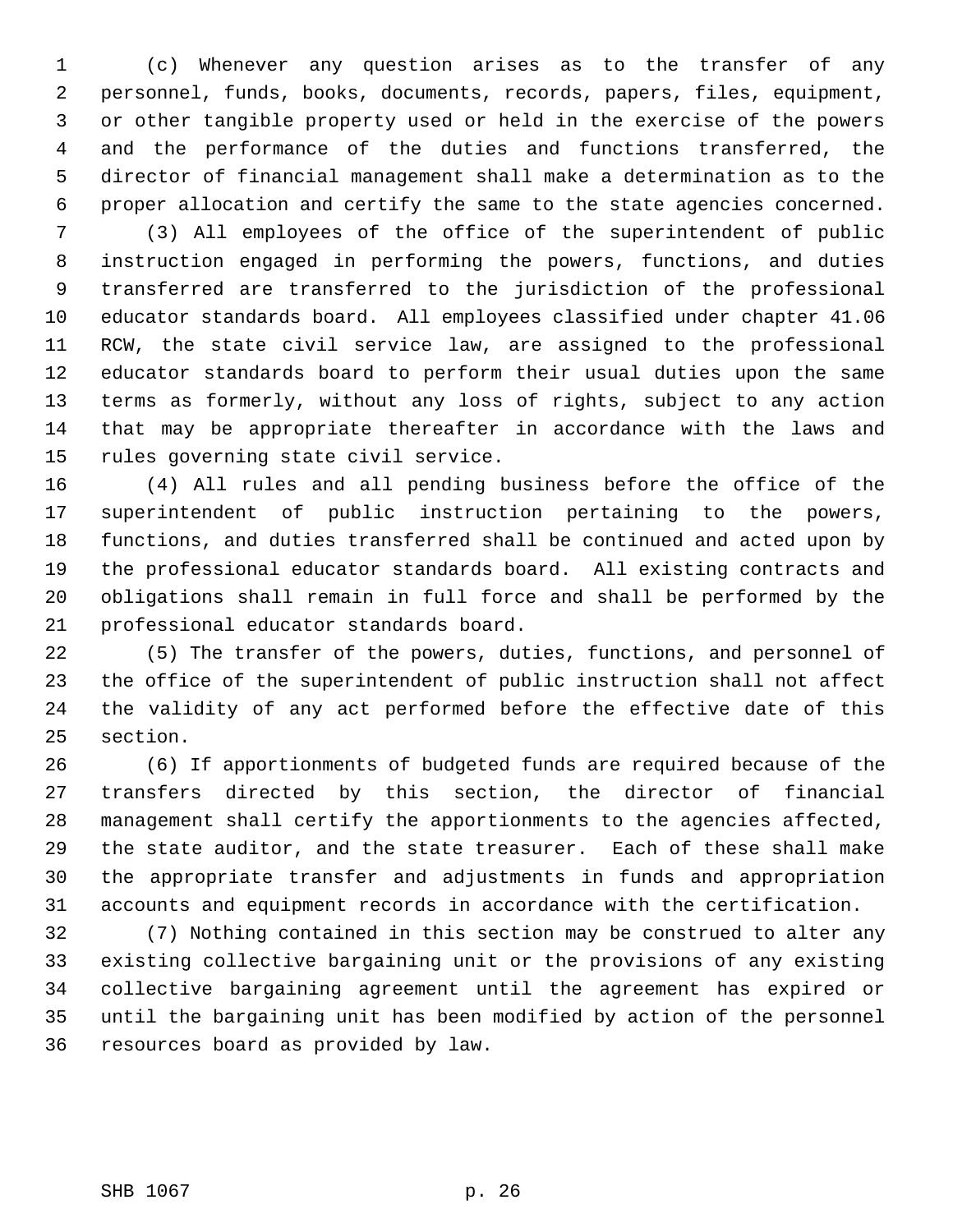(c) Whenever any question arises as to the transfer of any personnel, funds, books, documents, records, papers, files, equipment, or other tangible property used or held in the exercise of the powers and the performance of the duties and functions transferred, the director of financial management shall make a determination as to the proper allocation and certify the same to the state agencies concerned.

(3) All employees of the office of the superintendent of public instruction engaged in performing the powers, functions, and duties transferred are transferred to the jurisdiction of the professional educator standards board. All employees classified under chapter 41.06 RCW, the state civil service law, are assigned to the professional educator standards board to perform their usual duties upon the same terms as formerly, without any loss of rights, subject to any action that may be appropriate thereafter in accordance with the laws and rules governing state civil service.

(4) All rules and all pending business before the office of the superintendent of public instruction pertaining to the powers, functions, and duties transferred shall be continued and acted upon by the professional educator standards board. All existing contracts and obligations shall remain in full force and shall be performed by the professional educator standards board.

(5) The transfer of the powers, duties, functions, and personnel of the office of the superintendent of public instruction shall not affect the validity of any act performed before the effective date of this section.

(6) If apportionments of budgeted funds are required because of the transfers directed by this section, the director of financial management shall certify the apportionments to the agencies affected, the state auditor, and the state treasurer. Each of these shall make the appropriate transfer and adjustments in funds and appropriation accounts and equipment records in accordance with the certification.

(7) Nothing contained in this section may be construed to alter any existing collective bargaining unit or the provisions of any existing collective bargaining agreement until the agreement has expired or until the bargaining unit has been modified by action of the personnel resources board as provided by law.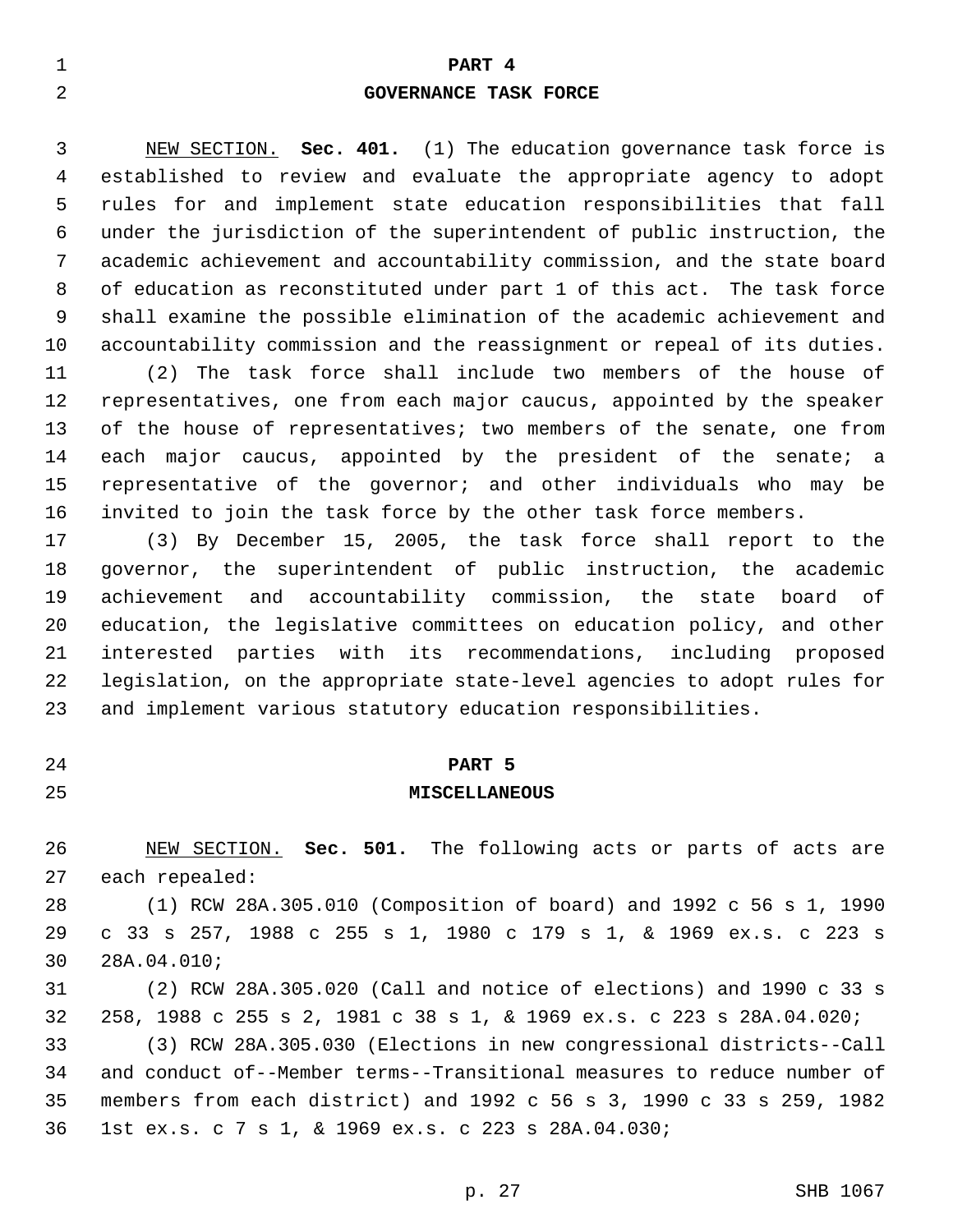**PART 4**

**GOVERNANCE TASK FORCE**

NEW SECTION. **Sec. 401.** (1) The education governance task force is established to review and evaluate the appropriate agency to adopt rules for and implement state education responsibilities that fall under the jurisdiction of the superintendent of public instruction, the academic achievement and accountability commission, and the state board of education as reconstituted under part 1 of this act. The task force shall examine the possible elimination of the academic achievement and accountability commission and the reassignment or repeal of its duties.

(2) The task force shall include two members of the house of representatives, one from each major caucus, appointed by the speaker of the house of representatives; two members of the senate, one from each major caucus, appointed by the president of the senate; a representative of the governor; and other individuals who may be invited to join the task force by the other task force members.

(3) By December 15, 2005, the task force shall report to the governor, the superintendent of public instruction, the academic achievement and accountability commission, the state board of education, the legislative committees on education policy, and other interested parties with its recommendations, including proposed legislation, on the appropriate state-level agencies to adopt rules for and implement various statutory education responsibilities.

**PART 5**

**MISCELLANEOUS**

NEW SECTION. **Sec. 501.** The following acts or parts of acts are each repealed:

(1) RCW 28A.305.010 (Composition of board) and 1992 c 56 s 1, 1990 c 33 s 257, 1988 c 255 s 1, 1980 c 179 s 1, & 1969 ex.s. c 223 s 28A.04.010;

(2) RCW 28A.305.020 (Call and notice of elections) and 1990 c 33 s 258, 1988 c 255 s 2, 1981 c 38 s 1, & 1969 ex.s. c 223 s 28A.04.020;

(3) RCW 28A.305.030 (Elections in new congressional districts--Call and conduct of--Member terms--Transitional measures to reduce number of members from each district) and 1992 c 56 s 3, 1990 c 33 s 259, 1982 1st ex.s. c 7 s 1, & 1969 ex.s. c 223 s 28A.04.030;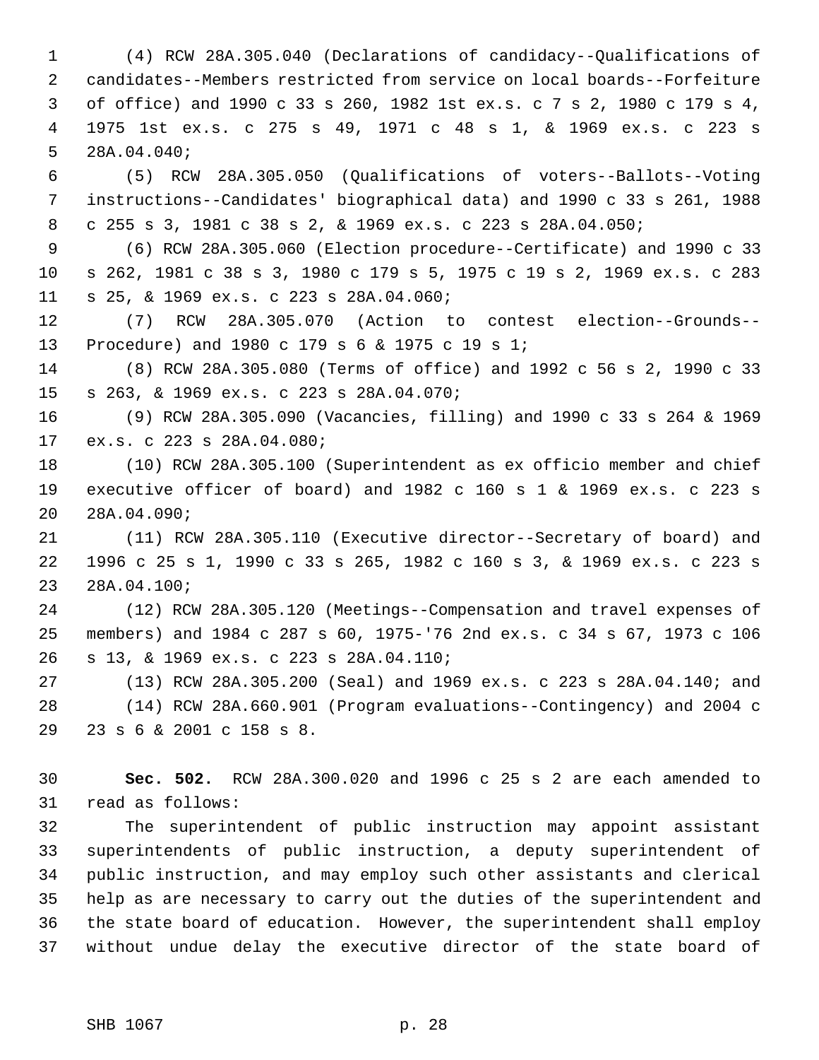(4) RCW 28A.305.040 (Declarations of candidacy--Qualifications of candidates--Members restricted from service on local boards--Forfeiture of office) and 1990 c 33 s 260, 1982 1st ex.s. c 7 s 2, 1980 c 179 s 4, 1975 1st ex.s. c 275 s 49, 1971 c 48 s 1, & 1969 ex.s. c 223 s 28A.04.040;

(5) RCW 28A.305.050 (Qualifications of voters--Ballots--Voting instructions--Candidates' biographical data) and 1990 c 33 s 261, 1988 c 255 s 3, 1981 c 38 s 2, & 1969 ex.s. c 223 s 28A.04.050;

(6) RCW 28A.305.060 (Election procedure--Certificate) and 1990 c 33 s 262, 1981 c 38 s 3, 1980 c 179 s 5, 1975 c 19 s 2, 1969 ex.s. c 283 s 25, & 1969 ex.s. c 223 s 28A.04.060;

(7) RCW 28A.305.070 (Action to contest election--Grounds--Procedure) and 1980 c 179 s 6 & 1975 c 19 s 1;

(8) RCW 28A.305.080 (Terms of office) and 1992 c 56 s 2, 1990 c 33 s 263, & 1969 ex.s. c 223 s 28A.04.070;

(9) RCW 28A.305.090 (Vacancies, filling) and 1990 c 33 s 264 & 1969 ex.s. c 223 s 28A.04.080;

(10) RCW 28A.305.100 (Superintendent as ex officio member and chief executive officer of board) and 1982 c 160 s 1 & 1969 ex.s. c 223 s 28A.04.090;

(11) RCW 28A.305.110 (Executive director--Secretary of board) and 1996 c 25 s 1, 1990 c 33 s 265, 1982 c 160 s 3, & 1969 ex.s. c 223 s 28A.04.100;

(12) RCW 28A.305.120 (Meetings--Compensation and travel expenses of members) and 1984 c 287 s 60, 1975-'76 2nd ex.s. c 34 s 67, 1973 c 106 s 13, & 1969 ex.s. c 223 s 28A.04.110;

(13) RCW 28A.305.200 (Seal) and 1969 ex.s. c 223 s 28A.04.140; and

(14) RCW 28A.660.901 (Program evaluations--Contingency) and 2004 c 23 s 6 & 2001 c 158 s 8.

**Sec. 502.** RCW 28A.300.020 and 1996 c 25 s 2 are each amended to read as follows:

The superintendent of public instruction may appoint assistant superintendents of public instruction, a deputy superintendent of public instruction, and may employ such other assistants and clerical help as are necessary to carry out the duties of the superintendent and the state board of education. However, the superintendent shall employ without undue delay the executive director of the state board of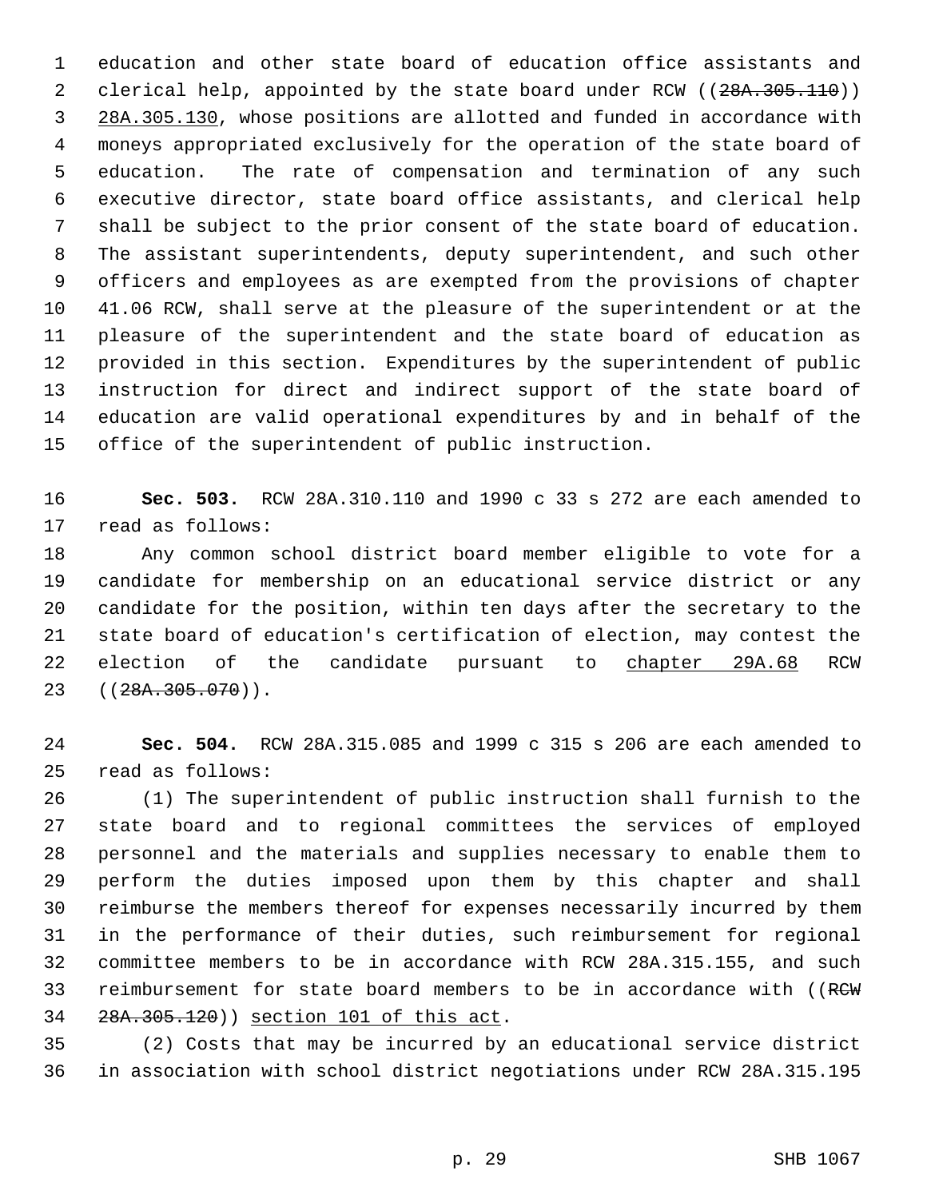education and other state board of education office assistants and clerical help, appointed by the state board under RCW ((~~28A.305.110~~)) <u>28A.305.130</u>, whose positions are allotted and funded in accordance with moneys appropriated exclusively for the operation of the state board of education. The rate of compensation and termination of any such executive director, state board office assistants, and clerical help shall be subject to the prior consent of the state board of education. The assistant superintendents, deputy superintendent, and such other officers and employees as are exempted from the provisions of chapter 41.06 RCW, shall serve at the pleasure of the superintendent or at the pleasure of the superintendent and the state board of education as provided in this section. Expenditures by the superintendent of public instruction for direct and indirect support of the state board of education are valid operational expenditures by and in behalf of the office of the superintendent of public instruction.

**Sec. 503.** RCW 28A.310.110 and 1990 c 33 s 272 are each amended to read as follows:

Any common school district board member eligible to vote for a candidate for membership on an educational service district or any candidate for the position, within ten days after the secretary to the state board of education's certification of election, may contest the election of the candidate pursuant to <u>chapter 29A.68</u> RCW ((~~28A.305.070~~)).

**Sec. 504.** RCW 28A.315.085 and 1999 c 315 s 206 are each amended to read as follows:

(1) The superintendent of public instruction shall furnish to the state board and to regional committees the services of employed personnel and the materials and supplies necessary to enable them to perform the duties imposed upon them by this chapter and shall reimburse the members thereof for expenses necessarily incurred by them in the performance of their duties, such reimbursement for regional committee members to be in accordance with RCW 28A.315.155, and such reimbursement for state board members to be in accordance with ((~~RCW 28A.305.120~~)) <u>section 101 of this act</u>.

(2) Costs that may be incurred by an educational service district in association with school district negotiations under RCW 28A.315.195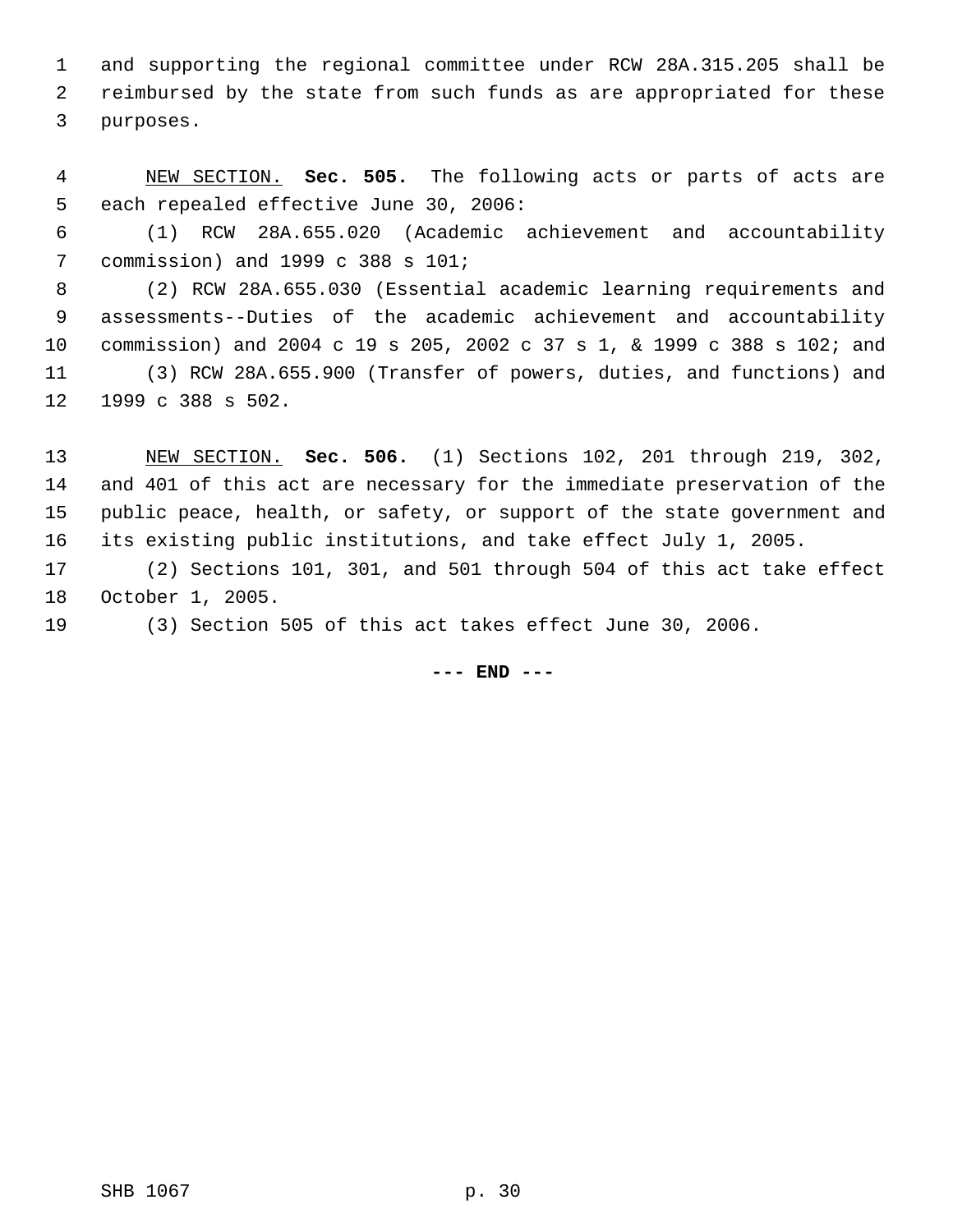and supporting the regional committee under RCW 28A.315.205 shall be reimbursed by the state from such funds as are appropriated for these purposes.

NEW SECTION. **Sec. 505.** The following acts or parts of acts are each repealed effective June 30, 2006:

(1) RCW 28A.655.020 (Academic achievement and accountability commission) and 1999 c 388 s 101;

(2) RCW 28A.655.030 (Essential academic learning requirements and assessments--Duties of the academic achievement and accountability commission) and 2004 c 19 s 205, 2002 c 37 s 1, & 1999 c 388 s 102; and

(3) RCW 28A.655.900 (Transfer of powers, duties, and functions) and 1999 c 388 s 502.

NEW SECTION. **Sec. 506.** (1) Sections 102, 201 through 219, 302, and 401 of this act are necessary for the immediate preservation of the public peace, health, or safety, or support of the state government and its existing public institutions, and take effect July 1, 2005.

(2) Sections 101, 301, and 501 through 504 of this act take effect October 1, 2005.

(3) Section 505 of this act takes effect June 30, 2006.

**--- END ---**